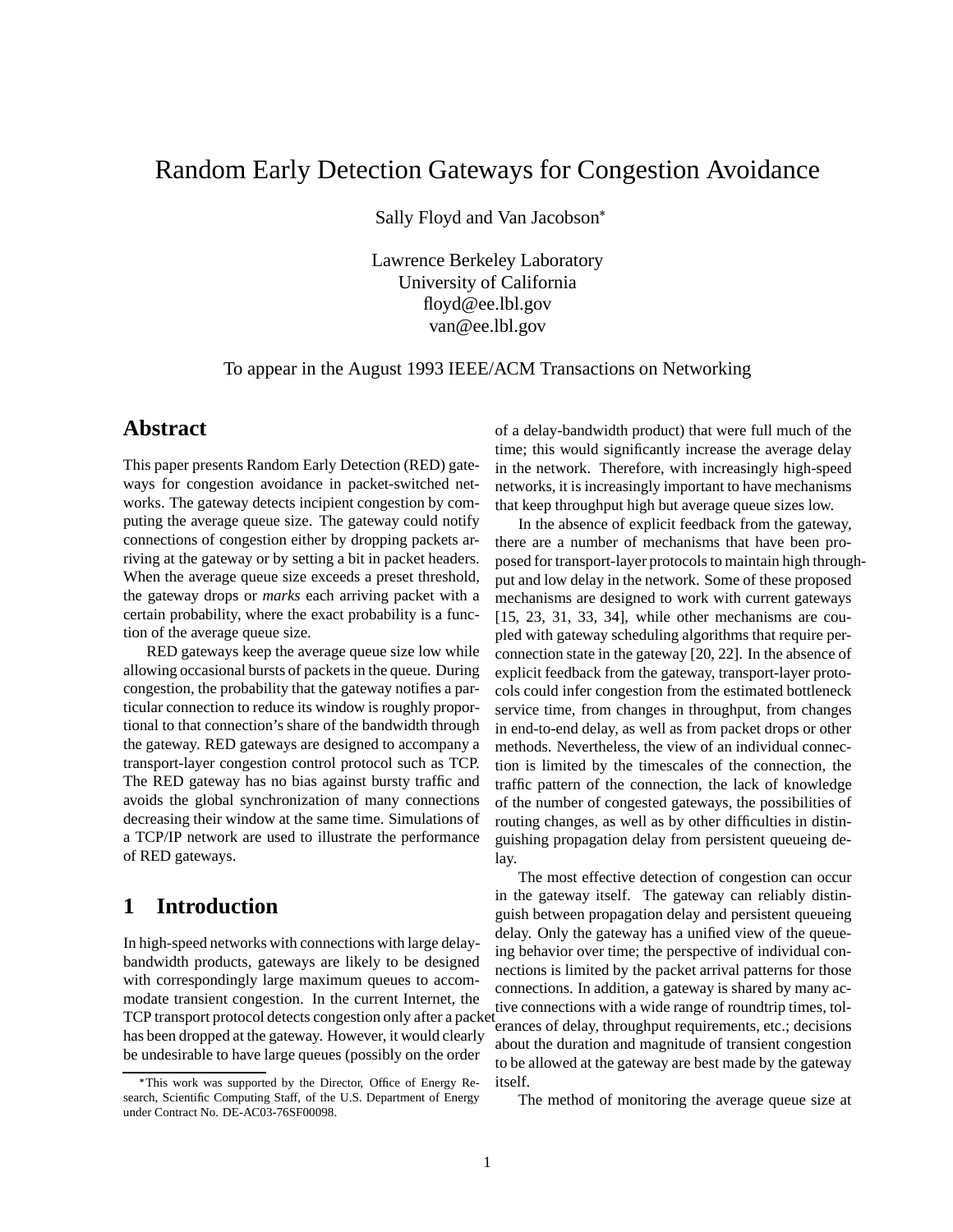# Random Early Detection Gateways for Congestion Avoidance

Sally Floyd and Van Jacobson*

Lawrence Berkeley Laboratory
University of California
floyd@ee.lbl.gov
van@ee.lbl.gov

To appear in the August 1993 IEEE/ACM Transactions on Networking

## Abstract

This paper presents Random Early Detection (RED) gateways for congestion avoidance in packet-switched networks. The gateway detects incipient congestion by computing the average queue size. The gateway could notify connections of congestion either by dropping packets arriving at the gateway or by setting a bit in packet headers. When the average queue size exceeds a preset threshold, the gateway drops or *marks* each arriving packet with a certain probability, where the exact probability is a function of the average queue size.

RED gateways keep the average queue size low while allowing occasional bursts of packets in the queue. During congestion, the probability that the gateway notifies a particular connection to reduce its window is roughly proportional to that connection's share of the bandwidth through the gateway. RED gateways are designed to accompany a transport-layer congestion control protocol such as TCP. The RED gateway has no bias against bursty traffic and avoids the global synchronization of many connections decreasing their window at the same time. Simulations of a TCP/IP network are used to illustrate the performance of RED gateways.

## 1 Introduction

In high-speed networks with connections with large delay-bandwidth products, gateways are likely to be designed with correspondingly large maximum queues to accommodate transient congestion. In the current Internet, the TCP transport protocol detects congestion only after a packet has been dropped at the gateway. However, it would clearly be undesirable to have large queues (possibly on the order of a delay-bandwidth product) that were full much of the time; this would significantly increase the average delay in the network. Therefore, with increasingly high-speed networks, it is increasingly important to have mechanisms that keep throughput high but average queue sizes low.

In the absence of explicit feedback from the gateway, there are a number of mechanisms that have been proposed for transport-layer protocols to maintain high throughput and low delay in the network. Some of these proposed mechanisms are designed to work with current gateways [15, 23, 31, 33, 34], while other mechanisms are coupled with gateway scheduling algorithms that require per-connection state in the gateway [20, 22]. In the absence of explicit feedback from the gateway, transport-layer protocols could infer congestion from the estimated bottleneck service time, from changes in throughput, from changes in end-to-end delay, as well as from packet drops or other methods. Nevertheless, the view of an individual connection is limited by the timescales of the connection, the traffic pattern of the connection, the lack of knowledge of the number of congested gateways, the possibilities of routing changes, as well as by other difficulties in distinguishing propagation delay from persistent queueing delay.

The most effective detection of congestion can occur in the gateway itself. The gateway can reliably distinguish between propagation delay and persistent queueing delay. Only the gateway has a unified view of the queueing behavior over time; the perspective of individual connections is limited by the packet arrival patterns for those connections. In addition, a gateway is shared by many active connections with a wide range of roundtrip times, tolerances of delay, throughput requirements, etc.; decisions about the duration and magnitude of transient congestion to be allowed at the gateway are best made by the gateway itself.

The method of monitoring the average queue size at

*This work was supported by the Director, Office of Energy Research, Scientific Computing Staff, of the U.S. Department of Energy under Contract No. DE-AC03-76SF00098.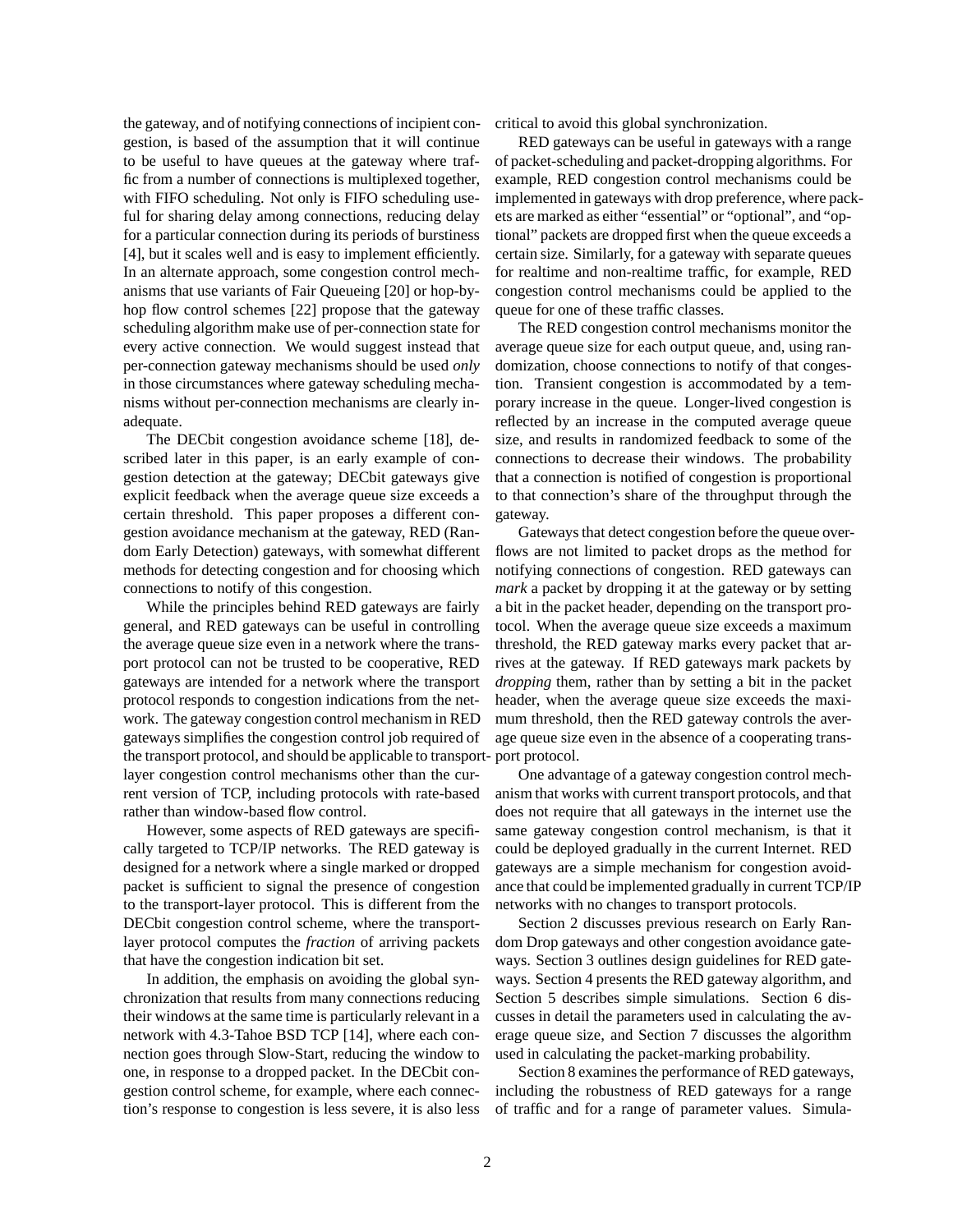the gateway, and of notifying connections of incipient congestion, is based of the assumption that it will continue to be useful to have queues at the gateway where traffic from a number of connections is multiplexed together, with FIFO scheduling. Not only is FIFO scheduling useful for sharing delay among connections, reducing delay for a particular connection during its periods of burstiness [4], but it scales well and is easy to implement efficiently. In an alternate approach, some congestion control mechanisms that use variants of Fair Queueing [20] or hop-by-hop flow control schemes [22] propose that the gateway scheduling algorithm make use of per-connection state for every active connection. We would suggest instead that per-connection gateway mechanisms should be used *only* in those circumstances where gateway scheduling mechanisms without per-connection mechanisms are clearly inadequate.

The DECbit congestion avoidance scheme [18], described later in this paper, is an early example of congestion detection at the gateway; DECbit gateways give explicit feedback when the average queue size exceeds a certain threshold. This paper proposes a different congestion avoidance mechanism at the gateway, RED (Random Early Detection) gateways, with somewhat different methods for detecting congestion and for choosing which connections to notify of this congestion.

While the principles behind RED gateways are fairly general, and RED gateways can be useful in controlling the average queue size even in a network where the transport protocol can not be trusted to be cooperative, RED gateways are intended for a network where the transport protocol responds to congestion indications from the network. The gateway congestion control mechanism in RED gateways simplifies the congestion control job required of the transport protocol, and should be applicable to transport-layer congestion control mechanisms other than the current version of TCP, including protocols with rate-based rather than window-based flow control.

However, some aspects of RED gateways are specifically targeted to TCP/IP networks. The RED gateway is designed for a network where a single marked or dropped packet is sufficient to signal the presence of congestion to the transport-layer protocol. This is different from the DECbit congestion control scheme, where the transport-layer protocol computes the *fraction* of arriving packets that have the congestion indication bit set.

In addition, the emphasis on avoiding the global synchronization that results from many connections reducing their windows at the same time is particularly relevant in a network with 4.3-Tahoe BSD TCP [14], where each connection goes through Slow-Start, reducing the window to one, in response to a dropped packet. In the DECbit congestion control scheme, for example, where each connection's response to congestion is less severe, it is also less critical to avoid this global synchronization.

RED gateways can be useful in gateways with a range of packet-scheduling and packet-dropping algorithms. For example, RED congestion control mechanisms could be implemented in gateways with drop preference, where packets are marked as either "essential" or "optional", and "optional" packets are dropped first when the queue exceeds a certain size. Similarly, for a gateway with separate queues for realtime and non-realtime traffic, for example, RED congestion control mechanisms could be applied to the queue for one of these traffic classes.

The RED congestion control mechanisms monitor the average queue size for each output queue, and, using randomization, choose connections to notify of that congestion. Transient congestion is accommodated by a temporary increase in the queue. Longer-lived congestion is reflected by an increase in the computed average queue size, and results in randomized feedback to some of the connections to decrease their windows. The probability that a connection is notified of congestion is proportional to that connection's share of the throughput through the gateway.

Gateways that detect congestion before the queue overflows are not limited to packet drops as the method for notifying connections of congestion. RED gateways can *mark* a packet by dropping it at the gateway or by setting a bit in the packet header, depending on the transport protocol. When the average queue size exceeds a maximum threshold, the RED gateway marks every packet that arrives at the gateway. If RED gateways mark packets by *dropping* them, rather than by setting a bit in the packet header, when the average queue size exceeds the maximum threshold, then the RED gateway controls the average queue size even in the absence of a cooperating transport protocol.

One advantage of a gateway congestion control mechanism that works with current transport protocols, and that does not require that all gateways in the internet use the same gateway congestion control mechanism, is that it could be deployed gradually in the current Internet. RED gateways are a simple mechanism for congestion avoidance that could be implemented gradually in current TCP/IP networks with no changes to transport protocols.

Section 2 discusses previous research on Early Random Drop gateways and other congestion avoidance gateways. Section 3 outlines design guidelines for RED gateways. Section 4 presents the RED gateway algorithm, and Section 5 describes simple simulations. Section 6 discusses in detail the parameters used in calculating the average queue size, and Section 7 discusses the algorithm used in calculating the packet-marking probability.

Section 8 examines the performance of RED gateways, including the robustness of RED gateways for a range of traffic and for a range of parameter values. Simula-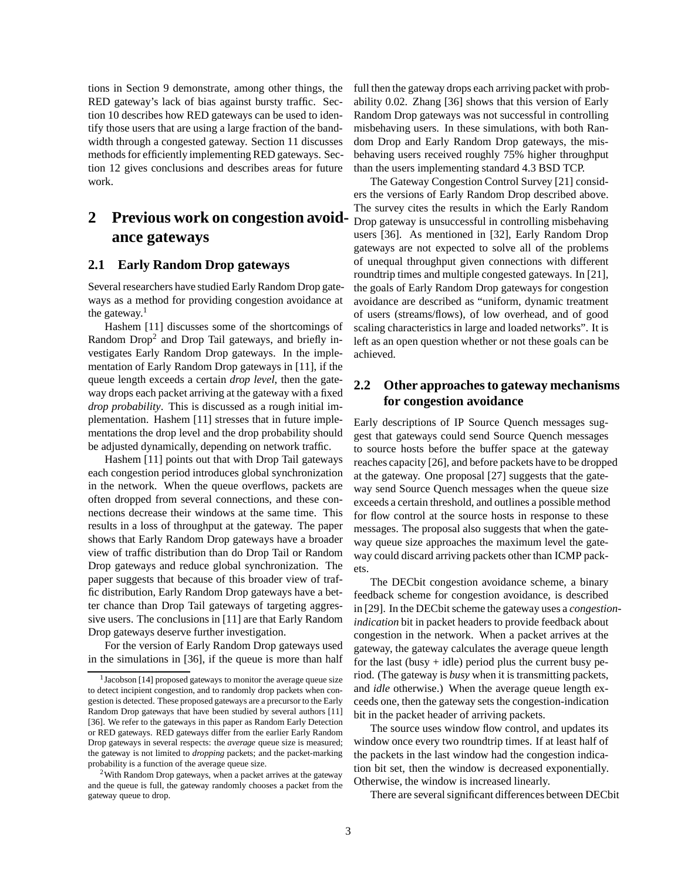tions in Section 9 demonstrate, among other things, the RED gateway's lack of bias against bursty traffic. Section 10 describes how RED gateways can be used to identify those users that are using a large fraction of the bandwidth through a congested gateway. Section 11 discusses methods for efficiently implementing RED gateways. Section 12 gives conclusions and describes areas for future work.

## 2 Previous work on congestion avoidance gateways

### 2.1 Early Random Drop gateways

Several researchers have studied Early Random Drop gateways as a method for providing congestion avoidance at the gateway.[1]

Hashem [11] discusses some of the shortcomings of Random Drop[2] and Drop Tail gateways, and briefly investigates Early Random Drop gateways. In the implementation of Early Random Drop gateways in [11], if the queue length exceeds a certain *drop level*, then the gateway drops each packet arriving at the gateway with a fixed *drop probability*. This is discussed as a rough initial implementation. Hashem [11] stresses that in future implementations the drop level and the drop probability should be adjusted dynamically, depending on network traffic.

Hashem [11] points out that with Drop Tail gateways each congestion period introduces global synchronization in the network. When the queue overflows, packets are often dropped from several connections, and these connections decrease their windows at the same time. This results in a loss of throughput at the gateway. The paper shows that Early Random Drop gateways have a broader view of traffic distribution than do Drop Tail or Random Drop gateways and reduce global synchronization. The paper suggests that because of this broader view of traffic distribution, Early Random Drop gateways have a better chance than Drop Tail gateways of targeting aggressive users. The conclusions in [11] are that Early Random Drop gateways deserve further investigation.

For the version of Early Random Drop gateways used in the simulations in [36], if the queue is more than half full then the gateway drops each arriving packet with probability 0.02. Zhang [36] shows that this version of Early Random Drop gateways was not successful in controlling misbehaving users. In these simulations, with both Random Drop and Early Random Drop gateways, the misbehaving users received roughly 75% higher throughput than the users implementing standard 4.3 BSD TCP.

The Gateway Congestion Control Survey [21] considers the versions of Early Random Drop described above. The survey cites the results in which the Early Random Drop gateway is unsuccessful in controlling misbehaving users [36]. As mentioned in [32], Early Random Drop gateways are not expected to solve all of the problems of unequal throughput given connections with different roundtrip times and multiple congested gateways. In [21], the goals of Early Random Drop gateways for congestion avoidance are described as "uniform, dynamic treatment of users (streams/flows), of low overhead, and of good scaling characteristics in large and loaded networks". It is left as an open question whether or not these goals can be achieved.

### 2.2 Other approaches to gateway mechanisms for congestion avoidance

Early descriptions of IP Source Quench messages suggest that gateways could send Source Quench messages to source hosts before the buffer space at the gateway reaches capacity [26], and before packets have to be dropped at the gateway. One proposal [27] suggests that the gateway send Source Quench messages when the queue size exceeds a certain threshold, and outlines a possible method for flow control at the source hosts in response to these messages. The proposal also suggests that when the gateway queue size approaches the maximum level the gateway could discard arriving packets other than ICMP packets.

The DECbit congestion avoidance scheme, a binary feedback scheme for congestion avoidance, is described in [29]. In the DECbit scheme the gateway uses a *congestion-indication* bit in packet headers to provide feedback about congestion in the network. When a packet arrives at the gateway, the gateway calculates the average queue length for the last (busy + idle) period plus the current busy period. (The gateway is *busy* when it is transmitting packets, and *idle* otherwise.) When the average queue length exceeds one, then the gateway sets the congestion-indication bit in the packet header of arriving packets.

The source uses window flow control, and updates its window once every two roundtrip times. If at least half of the packets in the last window had the congestion indication bit set, then the window is decreased exponentially. Otherwise, the window is increased linearly.

There are several significant differences between DECbit

[1] Jacobson [14] proposed gateways to monitor the average queue size to detect incipient congestion, and to randomly drop packets when congestion is detected. These proposed gateways are a precursor to the Early Random Drop gateways that have been studied by several authors [11] [36]. We refer to the gateways in this paper as Random Early Detection or RED gateways. RED gateways differ from the earlier Early Random Drop gateways in several respects: the *average* queue size is measured; the gateway is not limited to *dropping* packets; and the packet-marking probability is a function of the average queue size.

[2] With Random Drop gateways, when a packet arrives at the gateway and the queue is full, the gateway randomly chooses a packet from the gateway queue to drop.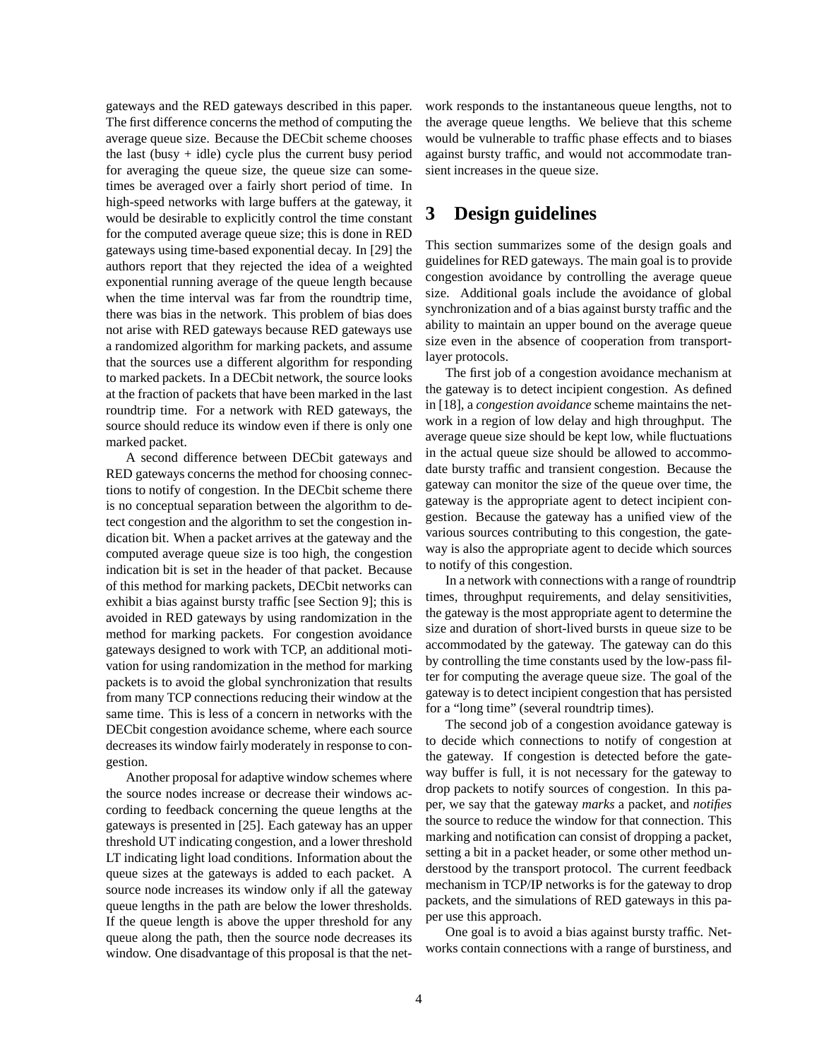gateways and the RED gateways described in this paper. The first difference concerns the method of computing the average queue size. Because the DECbit scheme chooses the last (busy + idle) cycle plus the current busy period for averaging the queue size, the queue size can sometimes be averaged over a fairly short period of time. In high-speed networks with large buffers at the gateway, it would be desirable to explicitly control the time constant for the computed average queue size; this is done in RED gateways using time-based exponential decay. In [29] the authors report that they rejected the idea of a weighted exponential running average of the queue length because when the time interval was far from the roundtrip time, there was bias in the network. This problem of bias does not arise with RED gateways because RED gateways use a randomized algorithm for marking packets, and assume that the sources use a different algorithm for responding to marked packets. In a DECbit network, the source looks at the fraction of packets that have been marked in the last roundtrip time. For a network with RED gateways, the source should reduce its window even if there is only one marked packet.

A second difference between DECbit gateways and RED gateways concerns the method for choosing connections to notify of congestion. In the DECbit scheme there is no conceptual separation between the algorithm to detect congestion and the algorithm to set the congestion indication bit. When a packet arrives at the gateway and the computed average queue size is too high, the congestion indication bit is set in the header of that packet. Because of this method for marking packets, DECbit networks can exhibit a bias against bursty traffic [see Section 9]; this is avoided in RED gateways by using randomization in the method for marking packets. For congestion avoidance gateways designed to work with TCP, an additional motivation for using randomization in the method for marking packets is to avoid the global synchronization that results from many TCP connections reducing their window at the same time. This is less of a concern in networks with the DECbit congestion avoidance scheme, where each source decreases its window fairly moderately in response to congestion.

Another proposal for adaptive window schemes where the source nodes increase or decrease their windows according to feedback concerning the queue lengths at the gateways is presented in [25]. Each gateway has an upper threshold UT indicating congestion, and a lower threshold LT indicating light load conditions. Information about the queue sizes at the gateways is added to each packet. A source node increases its window only if all the gateway queue lengths in the path are below the lower thresholds. If the queue length is above the upper threshold for any queue along the path, then the source node decreases its window. One disadvantage of this proposal is that the network responds to the instantaneous queue lengths, not to the average queue lengths. We believe that this scheme would be vulnerable to traffic phase effects and to biases against bursty traffic, and would not accommodate transient increases in the queue size.

# 3 Design guidelines

This section summarizes some of the design goals and guidelines for RED gateways. The main goal is to provide congestion avoidance by controlling the average queue size. Additional goals include the avoidance of global synchronization and of a bias against bursty traffic and the ability to maintain an upper bound on the average queue size even in the absence of cooperation from transport-layer protocols.

The first job of a congestion avoidance mechanism at the gateway is to detect incipient congestion. As defined in [18], a *congestion avoidance* scheme maintains the network in a region of low delay and high throughput. The average queue size should be kept low, while fluctuations in the actual queue size should be allowed to accommodate bursty traffic and transient congestion. Because the gateway can monitor the size of the queue over time, the gateway is the appropriate agent to detect incipient congestion. Because the gateway has a unified view of the various sources contributing to this congestion, the gateway is also the appropriate agent to decide which sources to notify of this congestion.

In a network with connections with a range of roundtrip times, throughput requirements, and delay sensitivities, the gateway is the most appropriate agent to determine the size and duration of short-lived bursts in queue size to be accommodated by the gateway. The gateway can do this by controlling the time constants used by the low-pass filter for computing the average queue size. The goal of the gateway is to detect incipient congestion that has persisted for a "long time" (several roundtrip times).

The second job of a congestion avoidance gateway is to decide which connections to notify of congestion at the gateway. If congestion is detected before the gateway buffer is full, it is not necessary for the gateway to drop packets to notify sources of congestion. In this paper, we say that the gateway *marks* a packet, and *notifies* the source to reduce the window for that connection. This marking and notification can consist of dropping a packet, setting a bit in a packet header, or some other method understood by the transport protocol. The current feedback mechanism in TCP/IP networks is for the gateway to drop packets, and the simulations of RED gateways in this paper use this approach.

One goal is to avoid a bias against bursty traffic. Networks contain connections with a range of burstiness, and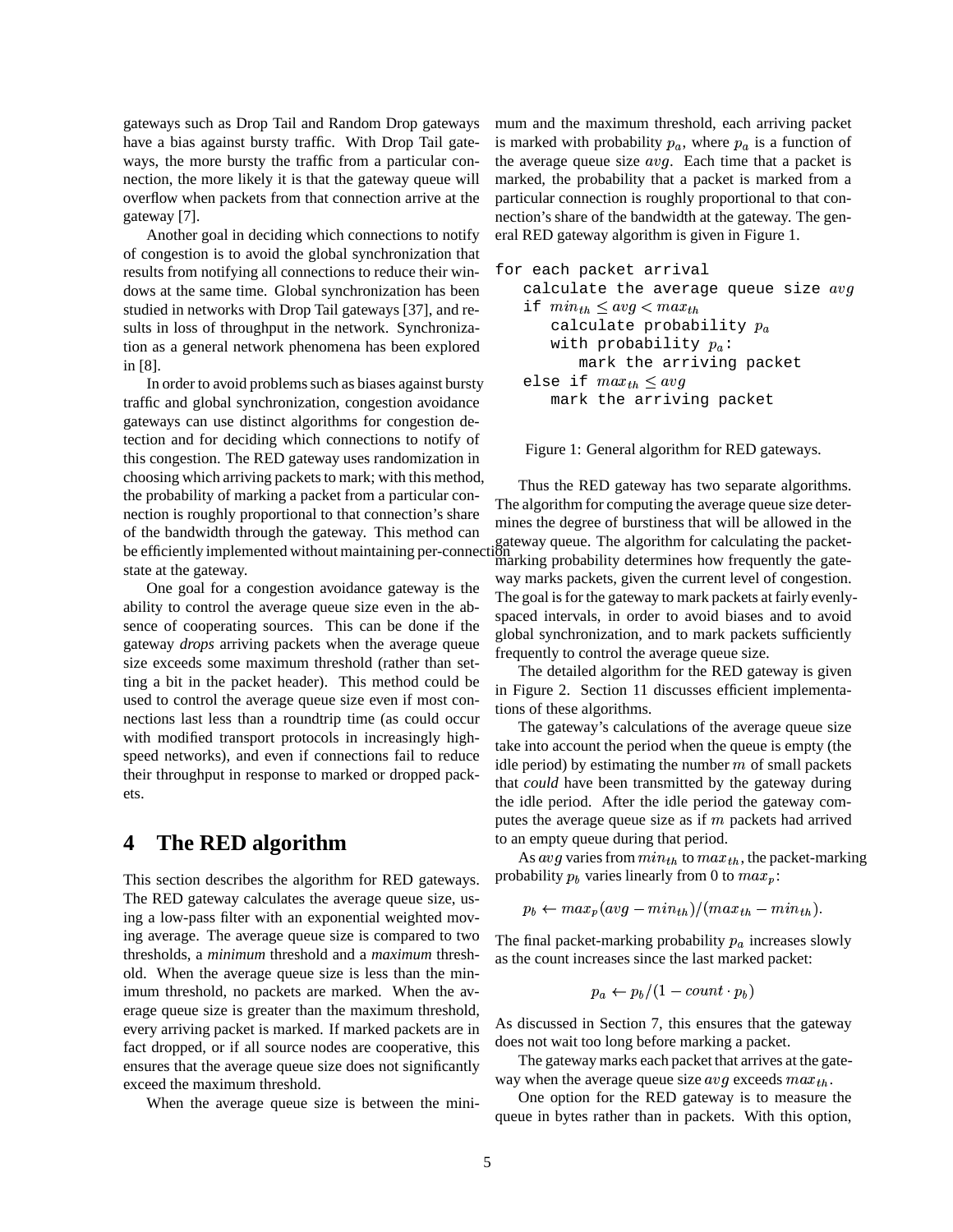gateways such as Drop Tail and Random Drop gateways have a bias against bursty traffic. With Drop Tail gateways, the more bursty the traffic from a particular connection, the more likely it is that the gateway queue will overflow when packets from that connection arrive at the gateway [7].

Another goal in deciding which connections to notify of congestion is to avoid the global synchronization that results from notifying all connections to reduce their windows at the same time. Global synchronization has been studied in networks with Drop Tail gateways [37], and results in loss of throughput in the network. Synchronization as a general network phenomena has been explored in [8].

In order to avoid problems such as biases against bursty traffic and global synchronization, congestion avoidance gateways can use distinct algorithms for congestion detection and for deciding which connections to notify of this congestion. The RED gateway uses randomization in choosing which arriving packets to mark; with this method, the probability of marking a packet from a particular connection is roughly proportional to that connection's share of the bandwidth through the gateway. This method can be efficiently implemented without maintaining per-connection state at the gateway.

One goal for a congestion avoidance gateway is the ability to control the average queue size even in the absence of cooperating sources. This can be done if the gateway *drops* arriving packets when the average queue size exceeds some maximum threshold (rather than setting a bit in the packet header). This method could be used to control the average queue size even if most connections last less than a roundtrip time (as could occur with modified transport protocols in increasingly high-speed networks), and even if connections fail to reduce their throughput in response to marked or dropped packets.

# 4 The RED algorithm

This section describes the algorithm for RED gateways. The RED gateway calculates the average queue size, using a low-pass filter with an exponential weighted moving average. The average queue size is compared to two thresholds, a *minimum* threshold and a *maximum* threshold. When the average queue size is less than the minimum threshold, no packets are marked. When the average queue size is greater than the maximum threshold, every arriving packet is marked. If marked packets are in fact dropped, or if all source nodes are cooperative, this ensures that the average queue size does not significantly exceed the maximum threshold.

When the average queue size is between the minimum and the maximum threshold, each arriving packet is marked with probability $p_a$, where $p_a$ is a function of the average queue size $avg$. Each time that a packet is marked, the probability that a packet is marked from a particular connection is roughly proportional to that connection's share of the bandwidth at the gateway. The general RED gateway algorithm is given in Figure 1.

```
for each packet arrival
    calculate the average queue size avg
    if min_th ≤ avg < max_th
        calculate probability p_a
        with probability p_a:
            mark the arriving packet
    else if max_th ≤ avg
        mark the arriving packet
```

Figure 1: General algorithm for RED gateways.

Thus the RED gateway has two separate algorithms. The algorithm for computing the average queue size determines the degree of burstiness that will be allowed in the gateway queue. The algorithm for calculating the packet-marking probability determines how frequently the gateway marks packets, given the current level of congestion. The goal is for the gateway to mark packets at fairly evenly-spaced intervals, in order to avoid biases and to avoid global synchronization, and to mark packets sufficiently frequently to control the average queue size.

The detailed algorithm for the RED gateway is given in Figure 2. Section 11 discusses efficient implementations of these algorithms.

The gateway's calculations of the average queue size take into account the period when the queue is empty (the idle period) by estimating the number $m$ of small packets that *could* have been transmitted by the gateway during the idle period. After the idle period the gateway computes the average queue size as if $m$ packets had arrived to an empty queue during that period.

As $avg$ varies from $min_{th}$ to $max_{th}$, the packet-marking probability $p_b$ varies linearly from 0 to $max_p$:

$$p_b \leftarrow max_p(avg - min_{th})/(max_{th} - min_{th}).$$

The final packet-marking probability $p_a$ increases slowly as the count increases since the last marked packet:

$$p_a \leftarrow p_b/(1 - count \cdot p_b)$$

As discussed in Section 7, this ensures that the gateway does not wait too long before marking a packet.

The gateway marks each packet that arrives at the gateway when the average queue size $avg$ exceeds $max_{th}$.

One option for the RED gateway is to measure the queue in bytes rather than in packets. With this option,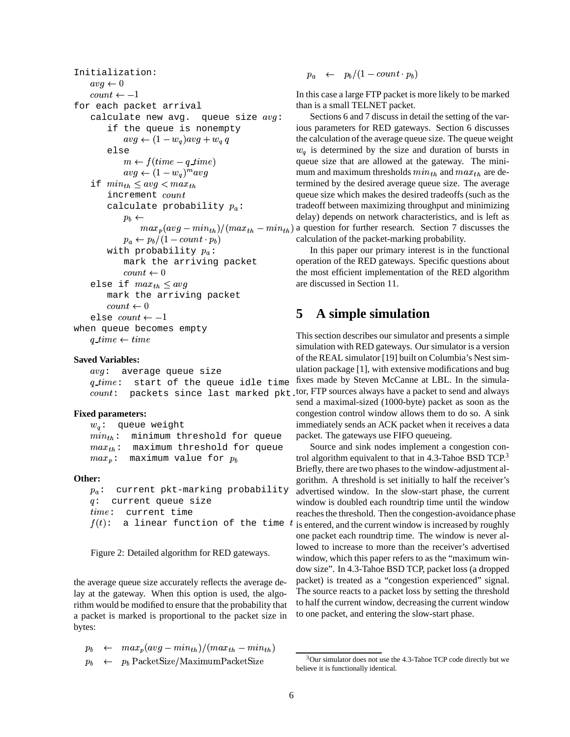```
Initialization:
   avg ← 0
   count ← −1
for each packet arrival
   calculate new avg. queue size avg:
      if the queue is nonempty
         avg ← (1 − w_q)avg + w_q q
      else
         m ← f(time − q_time)
         avg ← (1 − w_q)^m avg
   if min_th ≤ avg < max_th
      increment count
      calculate probability p_a:
         p_b ←
            max_p(avg − min_th)/(max_th − min_th)
         p_a ← p_b/(1 − count · p_b)
      with probability p_a:
         mark the arriving packet
         count ← 0
   else if max_th ≤ avg
      mark the arriving packet
      count ← 0
   else count ← −1
when queue becomes empty
   q_time ← time
```

**Saved Variables:**

```
avg:  average queue size
q_time:  start of the queue idle time
count:  packets since last marked pkt.
```

**Fixed parameters:**

```
w_q:  queue weight
min_th:  minimum threshold for queue
max_th:  maximum threshold for queue
max_p:  maximum value for p_b
```

**Other:**

```
p_a:  current pkt-marking probability
q:  current queue size
time:  current time
f(t):  a linear function of the time t
```

Figure 2: Detailed algorithm for RED gateways.

the average queue size accurately reflects the average delay at the gateway. When this option is used, the algorithm would be modified to ensure that the probability that a packet is marked is proportional to the packet size in bytes:

$$p_b \leftarrow max_p(avg - min_{th})/(max_{th} - min_{th})$$
$$p_b \leftarrow p_b \, \mathrm{PacketSize}/\mathrm{MaximumPacketSize}$$
$$p_a \leftarrow p_b/(1 - count \cdot p_b)$$

In this case a large FTP packet is more likely to be marked than is a small TELNET packet.

Sections 6 and 7 discuss in detail the setting of the various parameters for RED gateways. Section 6 discusses the calculation of the average queue size. The queue weight $w_q$ is determined by the size and duration of bursts in queue size that are allowed at the gateway. The minimum and maximum thresholds $min_{th}$ and $max_{th}$ are determined by the desired average queue size. The average queue size which makes the desired tradeoffs (such as the tradeoff between maximizing throughput and minimizing delay) depends on network characteristics, and is left as a question for further research. Section 7 discusses the calculation of the packet-marking probability.

In this paper our primary interest is in the functional operation of the RED gateways. Specific questions about the most efficient implementation of the RED algorithm are discussed in Section 11.

# 5 A simple simulation

This section describes our simulator and presents a simple simulation with RED gateways. Our simulator is a version of the REAL simulator [19] built on Columbia's Nest simulation package [1], with extensive modifications and bug fixes made by Steven McCanne at LBL. In the simulator, FTP sources always have a packet to send and always send a maximal-sized (1000-byte) packet as soon as the congestion control window allows them to do so. A sink immediately sends an ACK packet when it receives a data packet. The gateways use FIFO queueing.

Source and sink nodes implement a congestion control algorithm equivalent to that in 4.3-Tahoe BSD TCP.[3] Briefly, there are two phases to the window-adjustment algorithm. A threshold is set initially to half the receiver's advertised window. In the slow-start phase, the current window is doubled each roundtrip time until the window reaches the threshold. Then the congestion-avoidance phase is entered, and the current window is increased by roughly one packet each roundtrip time. The window is never allowed to increase to more than the receiver's advertised window, which this paper refers to as the "maximum window size". In 4.3-Tahoe BSD TCP, packet loss (a dropped packet) is treated as a "congestion experienced" signal. The source reacts to a packet loss by setting the threshold to half the current window, decreasing the current window to one packet, and entering the slow-start phase.

[3] Our simulator does not use the 4.3-Tahoe TCP code directly but we believe it is functionally identical.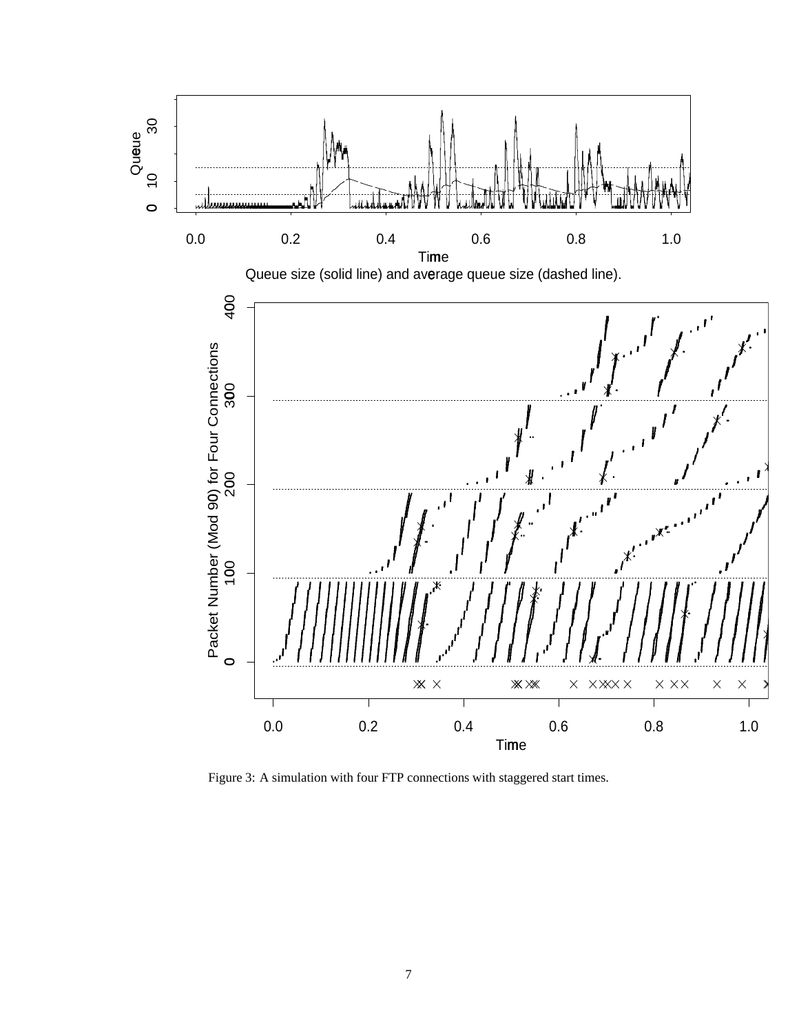Queue size (solid line) and average queue size (dashed line).

Figure 3: A simulation with four FTP connections with staggered start times.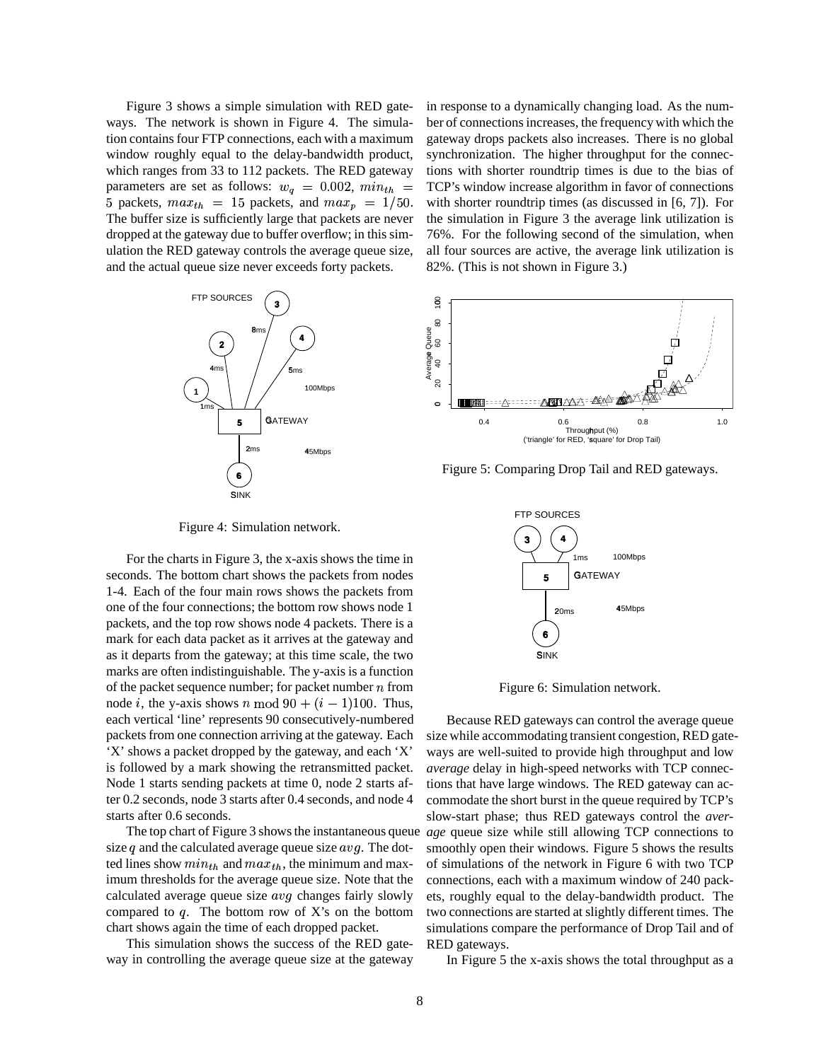Figure 3 shows a simple simulation with RED gateways. The network is shown in Figure 4. The simulation contains four FTP connections, each with a maximum window roughly equal to the delay-bandwidth product, which ranges from 33 to 112 packets. The RED gateway parameters are set as follows: $w_q = 0.002$, $min_{th} = 5$ packets, $max_{th} = 15$ packets, and $max_p = 1/50$. The buffer size is sufficiently large that packets are never dropped at the gateway due to buffer overflow; in this simulation the RED gateway controls the average queue size, and the actual queue size never exceeds forty packets.

Figure 4: Simulation network.

For the charts in Figure 3, the x-axis shows the time in seconds. The bottom chart shows the packets from nodes 1-4. Each of the four main rows shows the packets from one of the four connections; the bottom row shows node 1 packets, and the top row shows node 4 packets. There is a mark for each data packet as it arrives at the gateway and as it departs from the gateway; at this time scale, the two marks are often indistinguishable. The y-axis is a function of the packet sequence number; for packet number $n$ from node $i$, the y-axis shows $n \bmod 90 + (i-1)100$. Thus, each vertical 'line' represents 90 consecutively-numbered packets from one connection arriving at the gateway. Each 'X' shows a packet dropped by the gateway, and each 'X' is followed by a mark showing the retransmitted packet. Node 1 starts sending packets at time 0, node 2 starts after 0.2 seconds, node 3 starts after 0.4 seconds, and node 4 starts after 0.6 seconds.

The top chart of Figure 3 shows the instantaneous queue size $q$ and the calculated average queue size $avg$. The dotted lines show $min_{th}$ and $max_{th}$, the minimum and maximum thresholds for the average queue size. Note that the calculated average queue size $avg$ changes fairly slowly compared to $q$. The bottom row of X's on the bottom chart shows again the time of each dropped packet.

This simulation shows the success of the RED gateway in controlling the average queue size at the gateway in response to a dynamically changing load. As the number of connections increases, the frequency with which the gateway drops packets also increases. There is no global synchronization. The higher throughput for the connections with shorter roundtrip times is due to the bias of TCP's window increase algorithm in favor of connections with shorter roundtrip times (as discussed in [6, 7]). For the simulation in Figure 3 the average link utilization is 76%. For the following second of the simulation, when all four sources are active, the average link utilization is 82%. (This is not shown in Figure 3.)

Figure 5: Comparing Drop Tail and RED gateways.

Figure 6: Simulation network.

Because RED gateways can control the average queue size while accommodating transient congestion, RED gateways are well-suited to provide high throughput and low *average* delay in high-speed networks with TCP connections that have large windows. The RED gateway can accommodate the short burst in the queue required by TCP's slow-start phase; thus RED gateways control the *average* queue size while still allowing TCP connections to smoothly open their windows. Figure 5 shows the results of simulations of the network in Figure 6 with two TCP connections, each with a maximum window of 240 packets, roughly equal to the delay-bandwidth product. The two connections are started at slightly different times. The simulations compare the performance of Drop Tail and of RED gateways.

In Figure 5 the x-axis shows the total throughput as a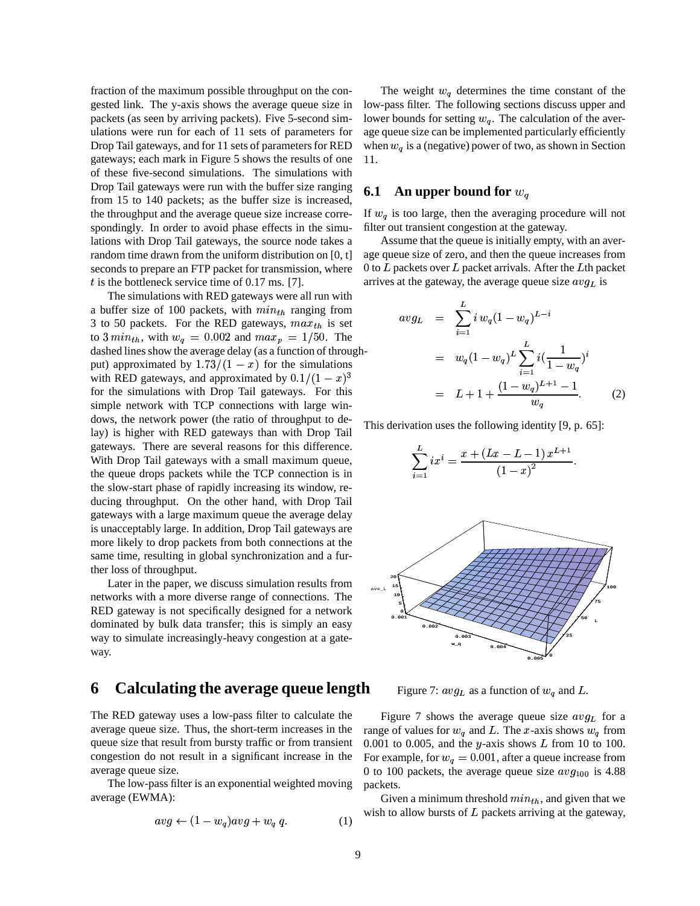fraction of the maximum possible throughput on the congested link. The y-axis shows the average queue size in packets (as seen by arriving packets). Five 5-second simulations were run for each of 11 sets of parameters for Drop Tail gateways, and for 11 sets of parameters for RED gateways; each mark in Figure 5 shows the results of one of these five-second simulations. The simulations with Drop Tail gateways were run with the buffer size ranging from 15 to 140 packets; as the buffer size is increased, the throughput and the average queue size increase correspondingly. In order to avoid phase effects in the simulations with Drop Tail gateways, the source node takes a random time drawn from the uniform distribution on [0, t] seconds to prepare an FTP packet for transmission, where $t$ is the bottleneck service time of 0.17 ms. [7].

The simulations with RED gateways were all run with a buffer size of 100 packets, with $min_{th}$ ranging from 3 to 50 packets. For the RED gateways, $max_{th}$ is set to $3\,min_{th}$, with $w_q = 0.002$ and $max_p = 1/50$. The dashed lines show the average delay (as a function of throughput) approximated by $1.73/(1-x)$ for the simulations with RED gateways, and approximated by $0.1/(1-x)^3$ for the simulations with Drop Tail gateways. For this simple network with TCP connections with large windows, the network power (the ratio of throughput to delay) is higher with RED gateways than with Drop Tail gateways. There are several reasons for this difference. With Drop Tail gateways with a small maximum queue, the queue drops packets while the TCP connection is in the slow-start phase of rapidly increasing its window, reducing throughput. On the other hand, with Drop Tail gateways with a large maximum queue the average delay is unacceptably large. In addition, Drop Tail gateways are more likely to drop packets from both connections at the same time, resulting in global synchronization and a further loss of throughput.

Later in the paper, we discuss simulation results from networks with a more diverse range of connections. The RED gateway is not specifically designed for a network dominated by bulk data transfer; this is simply an easy way to simulate increasingly-heavy congestion at a gateway.

# 6 Calculating the average queue length

The RED gateway uses a low-pass filter to calculate the average queue size. Thus, the short-term increases in the queue size that result from bursty traffic or from transient congestion do not result in a significant increase in the average queue size.

The low-pass filter is an exponential weighted moving average (EWMA):

$$avg \leftarrow (1-w_q)avg + w_q\, q. \tag{1}$$

The weight $w_q$ determines the time constant of the low-pass filter. The following sections discuss upper and lower bounds for setting $w_q$. The calculation of the average queue size can be implemented particularly efficiently when $w_q$ is a (negative) power of two, as shown in Section 11.

## 6.1 An upper bound for $w_q$

If $w_q$ is too large, then the averaging procedure will not filter out transient congestion at the gateway.

Assume that the queue is initially empty, with an average queue size of zero, and then the queue increases from 0 to $L$ packets over $L$ packet arrivals. After the $L$th packet arrives at the gateway, the average queue size $avg_L$ is

$$\begin{aligned} avg_L &= \sum_{i=1}^{L} i\, w_q (1-w_q)^{L-i} \\ &= w_q(1-w_q)^L \sum_{i=1}^{L} i (\frac{1}{1-w_q})^i \\ &= L + 1 + \frac{(1-w_q)^{L+1} - 1}{w_q}. \end{aligned} \tag{2}$$

This derivation uses the following identity [9, p. 65]:

$$\sum_{i=1}^{L} i x^i = \frac{x + (Lx - L - 1)\, x^{L+1}}{(1-x)^2}.$$

Figure 7: $avg_L$ as a function of $w_q$ and $L$.

Figure 7 shows the average queue size $avg_L$ for a range of values for $w_q$ and $L$. The $x$-axis shows $w_q$ from 0.001 to 0.005, and the $y$-axis shows $L$ from 10 to 100. For example, for $w_q = 0.001$, after a queue increase from 0 to 100 packets, the average queue size $avg_{100}$ is 4.88 packets.

Given a minimum threshold $min_{th}$, and given that we wish to allow bursts of $L$ packets arriving at the gateway,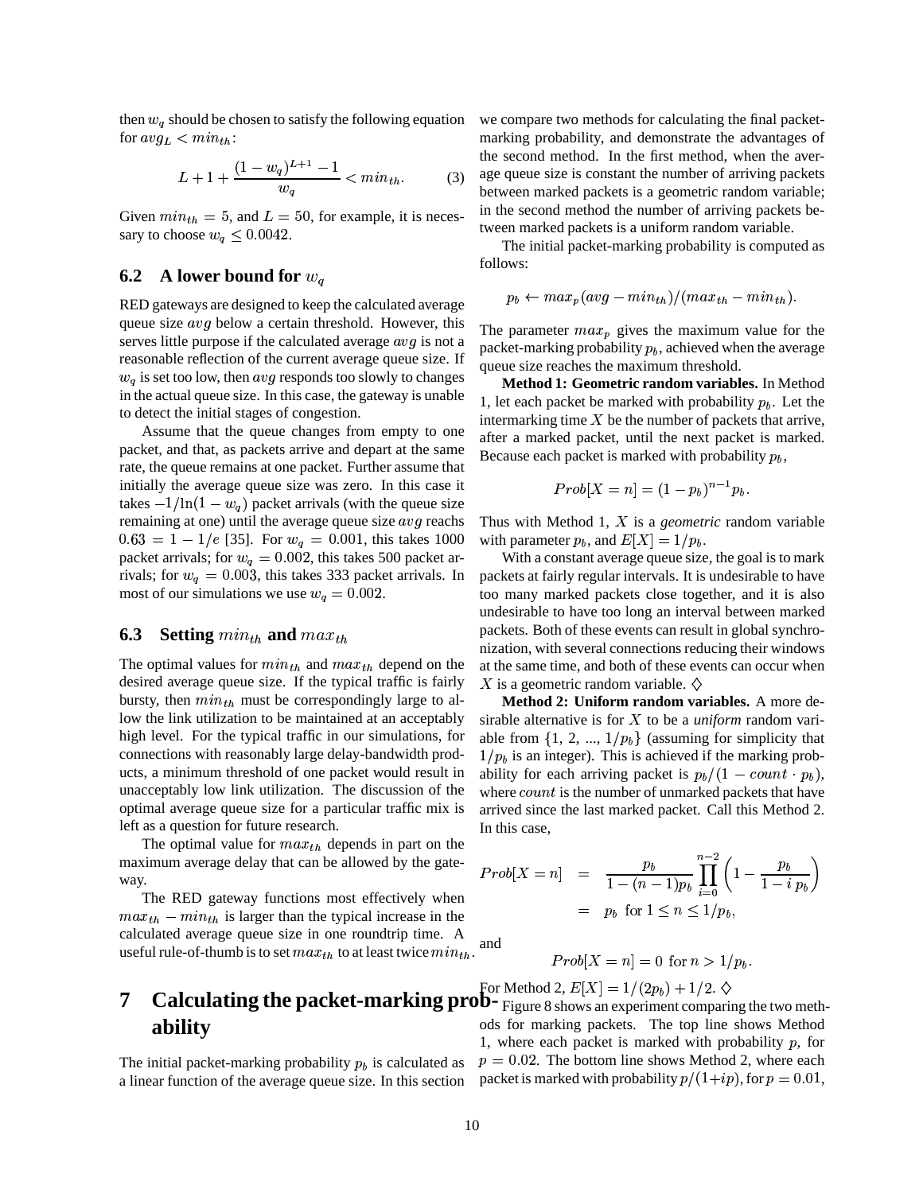then $w_q$ should be chosen to satisfy the following equation for $avg_L < min_{th}$:

$$L + 1 + \frac{(1 - w_q)^{L+1} - 1}{w_q} < min_{th}. \quad (3)$$

Given $min_{th} = 5$, and $L = 50$, for example, it is necessary to choose $w_q \leq 0.0042$.

### 6.2 A lower bound for $w_q$

RED gateways are designed to keep the calculated average queue size $avg$ below a certain threshold. However, this serves little purpose if the calculated average $avg$ is not a reasonable reflection of the current average queue size. If $w_q$ is set too low, then $avg$ responds too slowly to changes in the actual queue size. In this case, the gateway is unable to detect the initial stages of congestion.

Assume that the queue changes from empty to one packet, and that, as packets arrive and depart at the same rate, the queue remains at one packet. Further assume that initially the average queue size was zero. In this case it takes $-1/\ln(1 - w_q)$ packet arrivals (with the queue size remaining at one) until the average queue size $avg$ reachs $0.63 = 1 - 1/e$ [35]. For $w_q = 0.001$, this takes 1000 packet arrivals; for $w_q = 0.002$, this takes 500 packet arrivals; for $w_q = 0.003$, this takes 333 packet arrivals. In most of our simulations we use $w_q = 0.002$.

### 6.3 Setting $min_{th}$ and $max_{th}$

The optimal values for $min_{th}$ and $max_{th}$ depend on the desired average queue size. If the typical traffic is fairly bursty, then $min_{th}$ must be correspondingly large to allow the link utilization to be maintained at an acceptably high level. For the typical traffic in our simulations, for connections with reasonably large delay-bandwidth products, a minimum threshold of one packet would result in unacceptably low link utilization. The discussion of the optimal average queue size for a particular traffic mix is left as a question for future research.

The optimal value for $max_{th}$ depends in part on the maximum average delay that can be allowed by the gateway.

The RED gateway functions most effectively when $max_{th} - min_{th}$ is larger than the typical increase in the calculated average queue size in one roundtrip time. A useful rule-of-thumb is to set $max_{th}$ to at least twice $min_{th}$.

## 7 Calculating the packet-marking probability

The initial packet-marking probability $p_b$ is calculated as a linear function of the average queue size. In this section we compare two methods for calculating the final packet-marking probability, and demonstrate the advantages of the second method. In the first method, when the average queue size is constant the number of arriving packets between marked packets is a geometric random variable; in the second method the number of arriving packets between marked packets is a uniform random variable.

The initial packet-marking probability is computed as follows:

$$p_b \leftarrow max_p(avg - min_{th})/(max_{th} - min_{th}).$$

The parameter $max_p$ gives the maximum value for the packet-marking probability $p_b$, achieved when the average queue size reaches the maximum threshold.

**Method 1: Geometric random variables.** In Method 1, let each packet be marked with probability $p_b$. Let the intermarking time $X$ be the number of packets that arrive, after a marked packet, until the next packet is marked. Because each packet is marked with probability $p_b$,

$$Prob[X = n] = (1 - p_b)^{n-1} p_b.$$

Thus with Method 1, $X$ is a *geometric* random variable with parameter $p_b$, and $E[X] = 1/p_b$.

With a constant average queue size, the goal is to mark packets at fairly regular intervals. It is undesirable to have too many marked packets close together, and it is also undesirable to have too long an interval between marked packets. Both of these events can result in global synchronization, with several connections reducing their windows at the same time, and both of these events can occur when $X$ is a geometric random variable. $\diamondsuit$

**Method 2: Uniform random variables.** A more desirable alternative is for $X$ to be a *uniform* random variable from $\{1, 2, ..., 1/p_b\}$ (assuming for simplicity that $1/p_b$ is an integer). This is achieved if the marking probability for each arriving packet is $p_b/(1 - count \cdot p_b)$, where $count$ is the number of unmarked packets that have arrived since the last marked packet. Call this Method 2. In this case,

$$\begin{aligned} Prob[X = n] &= \frac{p_b}{1 - (n-1)p_b} \prod_{i=0}^{n-2} \left(1 - \frac{p_b}{1 - i\, p_b}\right) \\ &= p_b \ \text{ for } 1 \leq n \leq 1/p_b, \end{aligned}$$

and

$$Prob[X = n] = 0 \ \text{ for } n > 1/p_b.$$

For Method 2, $E[X] = 1/(2p_b) + 1/2$. $\diamondsuit$

Figure 8 shows an experiment comparing the two methods for marking packets. The top line shows Method 1, where each packet is marked with probability $p$, for $p = 0.02$. The bottom line shows Method 2, where each packet is marked with probability $p/(1 + ip)$, for $p = 0.01$,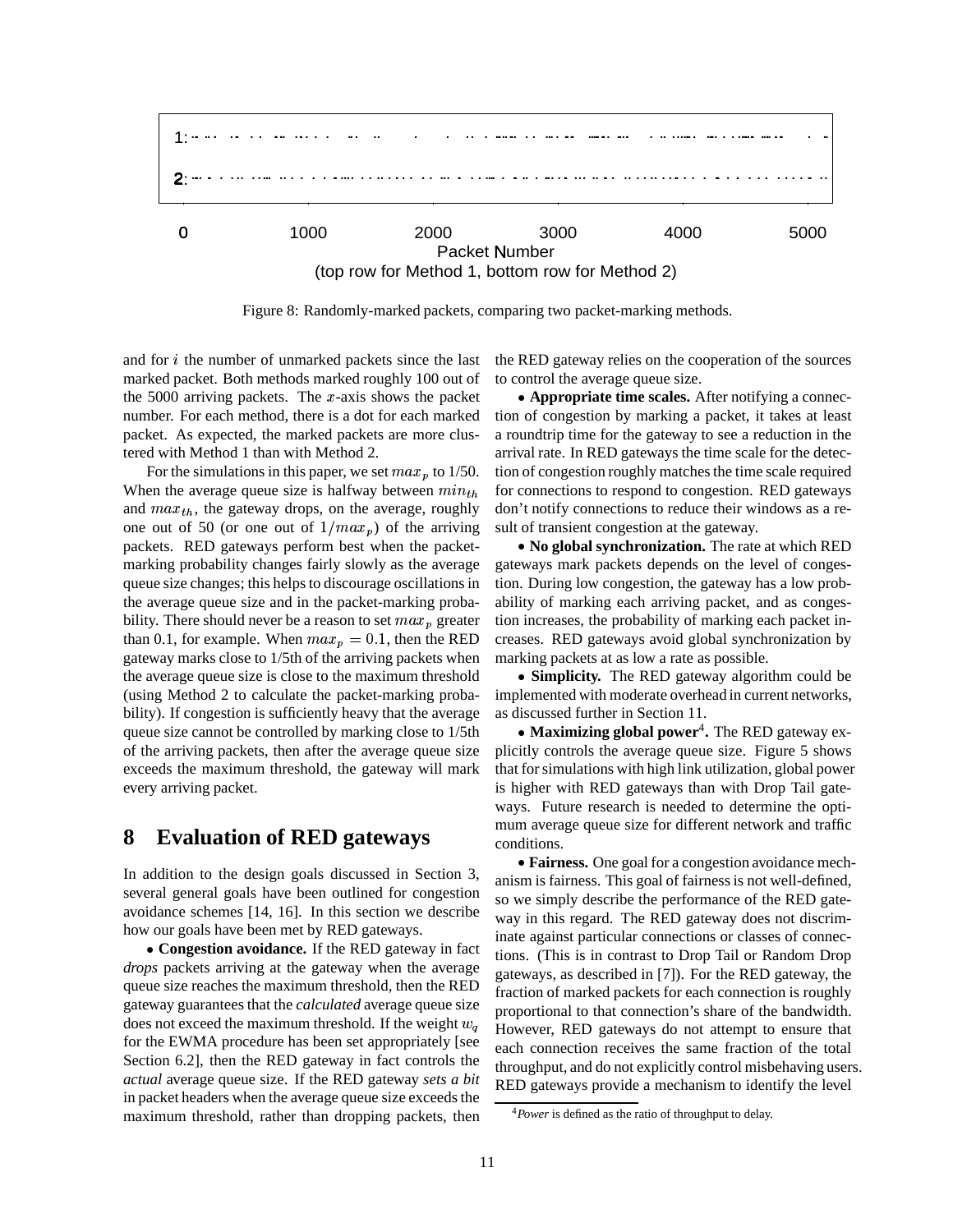Figure 8: Randomly-marked packets, comparing two packet-marking methods.

and for $i$ the number of unmarked packets since the last marked packet. Both methods marked roughly 100 out of the 5000 arriving packets. The $x$-axis shows the packet number. For each method, there is a dot for each marked packet. As expected, the marked packets are more clustered with Method 1 than with Method 2.

For the simulations in this paper, we set $max_p$ to 1/50. When the average queue size is halfway between $min_{th}$ and $max_{th}$, the gateway drops, on the average, roughly one out of 50 (or one out of $1/max_p$) of the arriving packets. RED gateways perform best when the packet-marking probability changes fairly slowly as the average queue size changes; this helps to discourage oscillations in the average queue size and in the packet-marking probability. There should never be a reason to set $max_p$ greater than 0.1, for example. When $max_p = 0.1$, then the RED gateway marks close to 1/5th of the arriving packets when the average queue size is close to the maximum threshold (using Method 2 to calculate the packet-marking probability). If congestion is sufficiently heavy that the average queue size cannot be controlled by marking close to 1/5th of the arriving packets, then after the average queue size exceeds the maximum threshold, the gateway will mark every arriving packet.

# 8 Evaluation of RED gateways

In addition to the design goals discussed in Section 3, several general goals have been outlined for congestion avoidance schemes [14, 16]. In this section we describe how our goals have been met by RED gateways.

• **Congestion avoidance.** If the RED gateway in fact *drops* packets arriving at the gateway when the average queue size reaches the maximum threshold, then the RED gateway guarantees that the *calculated* average queue size does not exceed the maximum threshold. If the weight $w_q$ for the EWMA procedure has been set appropriately [see Section 6.2], then the RED gateway in fact controls the *actual* average queue size. If the RED gateway *sets a bit* in packet headers when the average queue size exceeds the maximum threshold, rather than dropping packets, then the RED gateway relies on the cooperation of the sources to control the average queue size.

• **Appropriate time scales.** After notifying a connection of congestion by marking a packet, it takes at least a roundtrip time for the gateway to see a reduction in the arrival rate. In RED gateways the time scale for the detection of congestion roughly matches the time scale required for connections to respond to congestion. RED gateways don't notify connections to reduce their windows as a result of transient congestion at the gateway.

• **No global synchronization.** The rate at which RED gateways mark packets depends on the level of congestion. During low congestion, the gateway has a low probability of marking each arriving packet, and as congestion increases, the probability of marking each packet increases. RED gateways avoid global synchronization by marking packets at as low a rate as possible.

• **Simplicity.** The RED gateway algorithm could be implemented with moderate overhead in current networks, as discussed further in Section 11.

• **Maximizing global power**[4]**.** The RED gateway explicitly controls the average queue size. Figure 5 shows that for simulations with high link utilization, global power is higher with RED gateways than with Drop Tail gateways. Future research is needed to determine the optimum average queue size for different network and traffic conditions.

• **Fairness.** One goal for a congestion avoidance mechanism is fairness. This goal of fairness is not well-defined, so we simply describe the performance of the RED gateway in this regard. The RED gateway does not discriminate against particular connections or classes of connections. (This is in contrast to Drop Tail or Random Drop gateways, as described in [7]). For the RED gateway, the fraction of marked packets for each connection is roughly proportional to that connection's share of the bandwidth. However, RED gateways do not attempt to ensure that each connection receives the same fraction of the total throughput, and do not explicitly control misbehaving users. RED gateways provide a mechanism to identify the level

[4] *Power* is defined as the ratio of throughput to delay.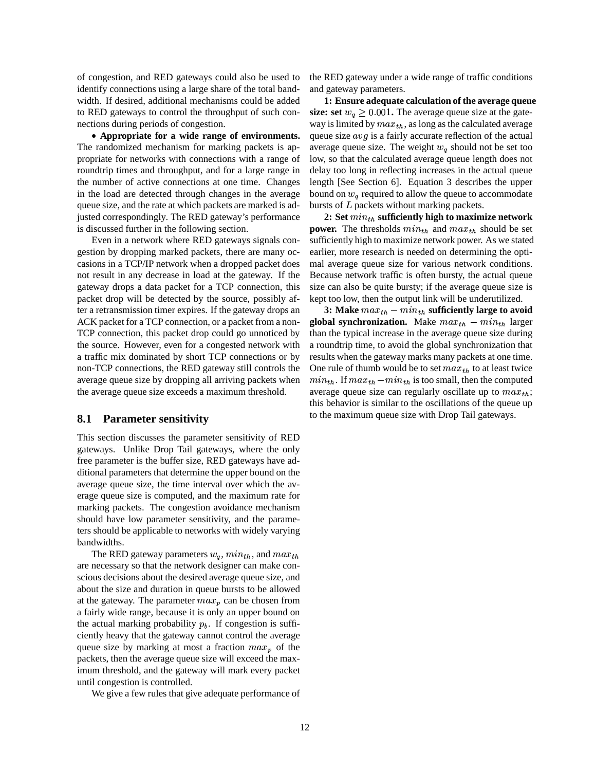of congestion, and RED gateways could also be used to identify connections using a large share of the total bandwidth. If desired, additional mechanisms could be added to RED gateways to control the throughput of such connections during periods of congestion.

• **Appropriate for a wide range of environments.** The randomized mechanism for marking packets is appropriate for networks with connections with a range of roundtrip times and throughput, and for a large range in the number of active connections at one time. Changes in the load are detected through changes in the average queue size, and the rate at which packets are marked is adjusted correspondingly. The RED gateway's performance is discussed further in the following section.

Even in a network where RED gateways signals congestion by dropping marked packets, there are many occasions in a TCP/IP network when a dropped packet does not result in any decrease in load at the gateway. If the gateway drops a data packet for a TCP connection, this packet drop will be detected by the source, possibly after a retransmission timer expires. If the gateway drops an ACK packet for a TCP connection, or a packet from a non-TCP connection, this packet drop could go unnoticed by the source. However, even for a congested network with a traffic mix dominated by short TCP connections or by non-TCP connections, the RED gateway still controls the average queue size by dropping all arriving packets when the average queue size exceeds a maximum threshold.

## 8.1 Parameter sensitivity

This section discusses the parameter sensitivity of RED gateways. Unlike Drop Tail gateways, where the only free parameter is the buffer size, RED gateways have additional parameters that determine the upper bound on the average queue size, the time interval over which the average queue size is computed, and the maximum rate for marking packets. The congestion avoidance mechanism should have low parameter sensitivity, and the parameters should be applicable to networks with widely varying bandwidths.

The RED gateway parameters $w_q$, $min_{th}$, and $max_{th}$ are necessary so that the network designer can make conscious decisions about the desired average queue size, and about the size and duration in queue bursts to be allowed at the gateway. The parameter $max_p$ can be chosen from a fairly wide range, because it is only an upper bound on the actual marking probability $p_b$. If congestion is sufficiently heavy that the gateway cannot control the average queue size by marking at most a fraction $max_p$ of the packets, then the average queue size will exceed the maximum threshold, and the gateway will mark every packet until congestion is controlled.

We give a few rules that give adequate performance of the RED gateway under a wide range of traffic conditions and gateway parameters.

**1: Ensure adequate calculation of the average queue size: set $w_q \geq 0.001$.** The average queue size at the gateway is limited by $max_{th}$, as long as the calculated average queue size $avg$ is a fairly accurate reflection of the actual average queue size. The weight $w_q$ should not be set too low, so that the calculated average queue length does not delay too long in reflecting increases in the actual queue length [See Section 6]. Equation 3 describes the upper bound on $w_q$ required to allow the queue to accommodate bursts of $L$ packets without marking packets.

**2: Set $min_{th}$ sufficiently high to maximize network power.** The thresholds $min_{th}$ and $max_{th}$ should be set sufficiently high to maximize network power. As we stated earlier, more research is needed on determining the optimal average queue size for various network conditions. Because network traffic is often bursty, the actual queue size can also be quite bursty; if the average queue size is kept too low, then the output link will be underutilized.

**3: Make $max_{th} - min_{th}$ sufficiently large to avoid global synchronization.** Make $max_{th} - min_{th}$ larger than the typical increase in the average queue size during a roundtrip time, to avoid the global synchronization that results when the gateway marks many packets at one time. One rule of thumb would be to set $max_{th}$ to at least twice $min_{th}$. If $max_{th} - min_{th}$ is too small, then the computed average queue size can regularly oscillate up to $max_{th}$; this behavior is similar to the oscillations of the queue up to the maximum queue size with Drop Tail gateways.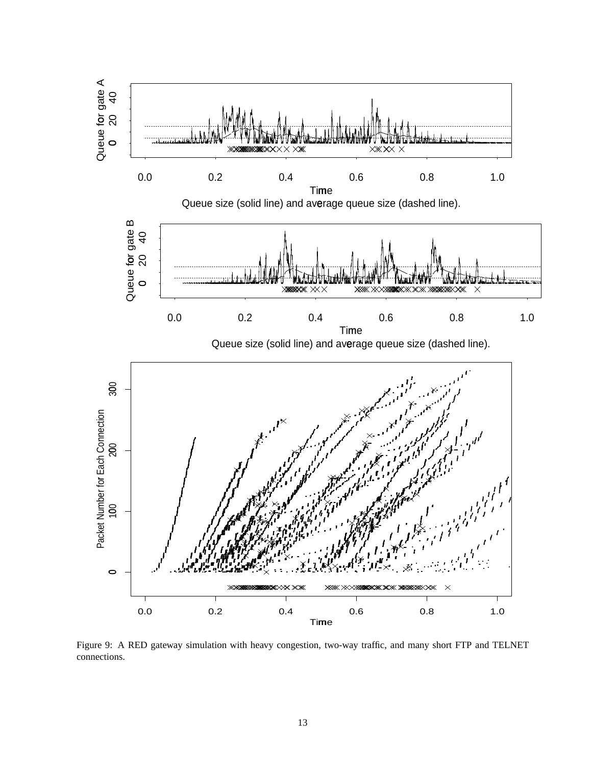Figure 9: A RED gateway simulation with heavy congestion, two-way traffic, and many short FTP and TELNET connections.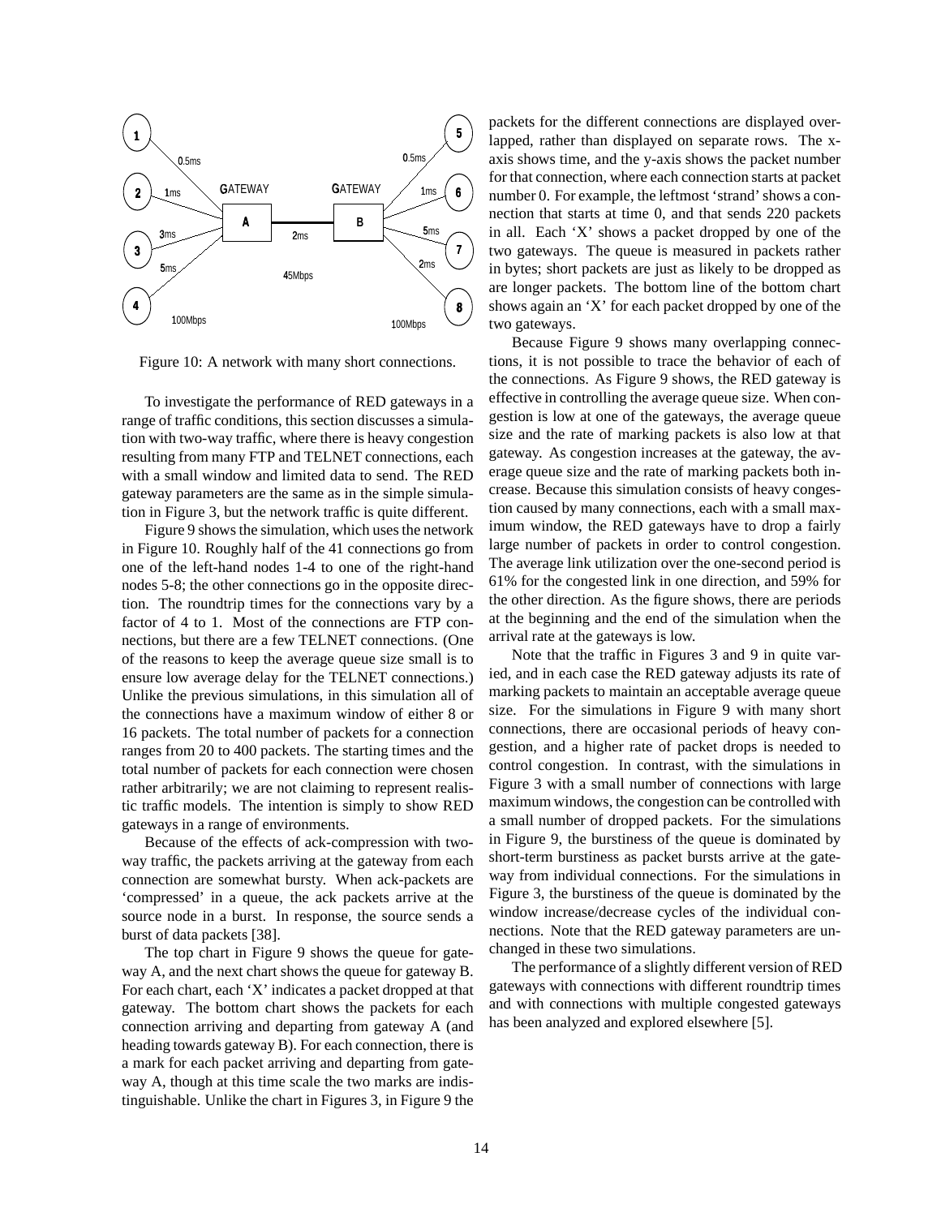Figure 10: A network with many short connections.

To investigate the performance of RED gateways in a range of traffic conditions, this section discusses a simulation with two-way traffic, where there is heavy congestion resulting from many FTP and TELNET connections, each with a small window and limited data to send. The RED gateway parameters are the same as in the simple simulation in Figure 3, but the network traffic is quite different.

Figure 9 shows the simulation, which uses the network in Figure 10. Roughly half of the 41 connections go from one of the left-hand nodes 1-4 to one of the right-hand nodes 5-8; the other connections go in the opposite direction. The roundtrip times for the connections vary by a factor of 4 to 1. Most of the connections are FTP connections, but there are a few TELNET connections. (One of the reasons to keep the average queue size small is to ensure low average delay for the TELNET connections.) Unlike the previous simulations, in this simulation all of the connections have a maximum window of either 8 or 16 packets. The total number of packets for a connection ranges from 20 to 400 packets. The starting times and the total number of packets for each connection were chosen rather arbitrarily; we are not claiming to represent realistic traffic models. The intention is simply to show RED gateways in a range of environments.

Because of the effects of ack-compression with two-way traffic, the packets arriving at the gateway from each connection are somewhat bursty. When ack-packets are 'compressed' in a queue, the ack packets arrive at the source node in a burst. In response, the source sends a burst of data packets [38].

The top chart in Figure 9 shows the queue for gateway A, and the next chart shows the queue for gateway B. For each chart, each 'X' indicates a packet dropped at that gateway. The bottom chart shows the packets for each connection arriving and departing from gateway A (and heading towards gateway B). For each connection, there is a mark for each packet arriving and departing from gateway A, though at this time scale the two marks are indistinguishable. Unlike the chart in Figures 3, in Figure 9 the packets for the different connections are displayed overlapped, rather than displayed on separate rows. The x-axis shows time, and the y-axis shows the packet number for that connection, where each connection starts at packet number 0. For example, the leftmost 'strand' shows a connection that starts at time 0, and that sends 220 packets in all. Each 'X' shows a packet dropped by one of the two gateways. The queue is measured in packets rather in bytes; short packets are just as likely to be dropped as are longer packets. The bottom line of the bottom chart shows again an 'X' for each packet dropped by one of the two gateways.

Because Figure 9 shows many overlapping connections, it is not possible to trace the behavior of each of the connections. As Figure 9 shows, the RED gateway is effective in controlling the average queue size. When congestion is low at one of the gateways, the average queue size and the rate of marking packets is also low at that gateway. As congestion increases at the gateway, the average queue size and the rate of marking packets both increase. Because this simulation consists of heavy congestion caused by many connections, each with a small maximum window, the RED gateways have to drop a fairly large number of packets in order to control congestion. The average link utilization over the one-second period is 61% for the congested link in one direction, and 59% for the other direction. As the figure shows, there are periods at the beginning and the end of the simulation when the arrival rate at the gateways is low.

Note that the traffic in Figures 3 and 9 in quite varied, and in each case the RED gateway adjusts its rate of marking packets to maintain an acceptable average queue size. For the simulations in Figure 9 with many short connections, there are occasional periods of heavy congestion, and a higher rate of packet drops is needed to control congestion. In contrast, with the simulations in Figure 3 with a small number of connections with large maximum windows, the congestion can be controlled with a small number of dropped packets. For the simulations in Figure 9, the burstiness of the queue is dominated by short-term burstiness as packet bursts arrive at the gateway from individual connections. For the simulations in Figure 3, the burstiness of the queue is dominated by the window increase/decrease cycles of the individual connections. Note that the RED gateway parameters are unchanged in these two simulations.

The performance of a slightly different version of RED gateways with connections with different roundtrip times and with connections with multiple congested gateways has been analyzed and explored elsewhere [5].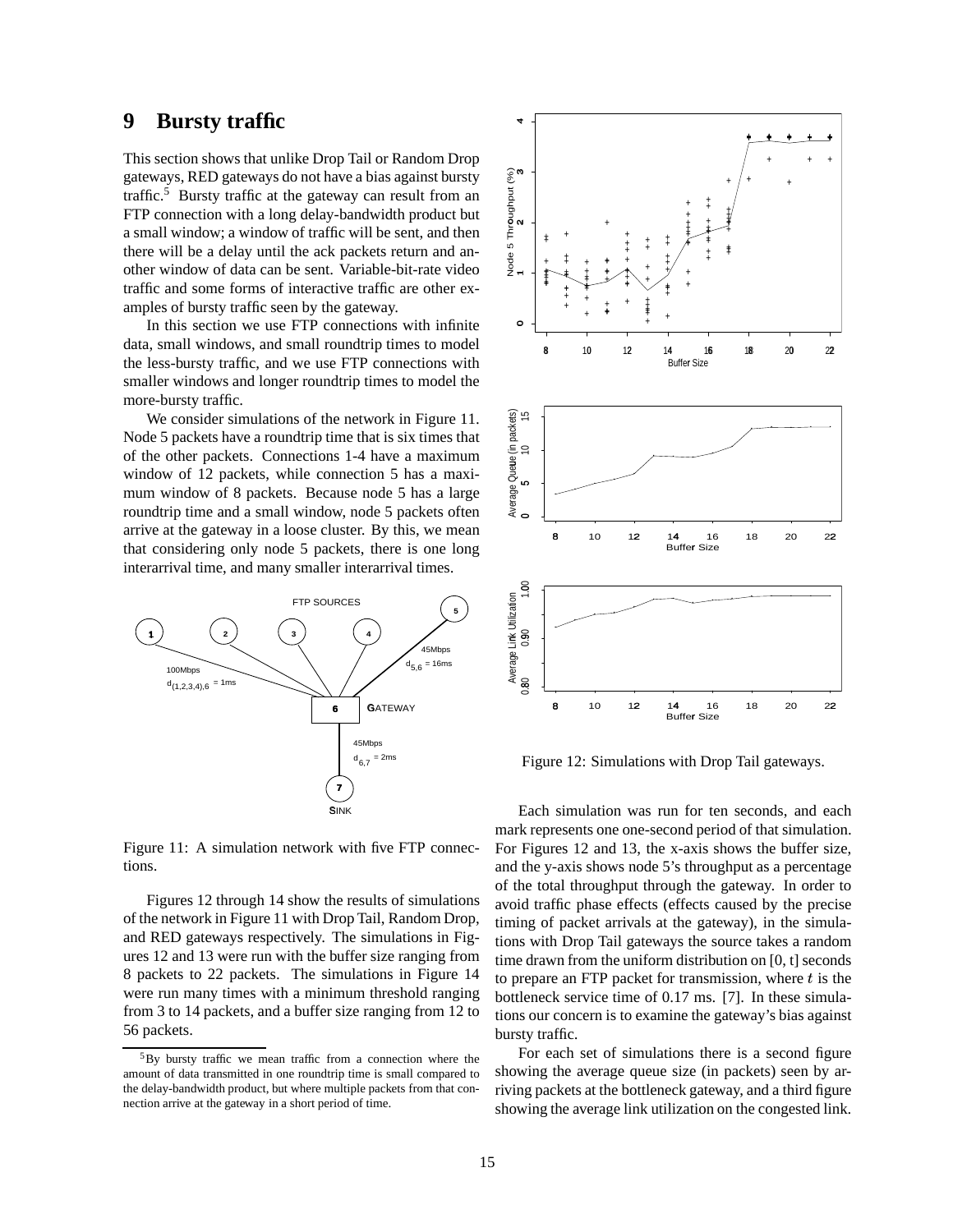# 9 Bursty traffic

This section shows that unlike Drop Tail or Random Drop gateways, RED gateways do not have a bias against bursty traffic.[5] Bursty traffic at the gateway can result from an FTP connection with a long delay-bandwidth product but a small window; a window of traffic will be sent, and then there will be a delay until the ack packets return and another window of data can be sent. Variable-bit-rate video traffic and some forms of interactive traffic are other examples of bursty traffic seen by the gateway.

In this section we use FTP connections with infinite data, small windows, and small roundtrip times to model the less-bursty traffic, and we use FTP connections with smaller windows and longer roundtrip times to model the more-bursty traffic.

We consider simulations of the network in Figure 11. Node 5 packets have a roundtrip time that is six times that of the other packets. Connections 1-4 have a maximum window of 12 packets, while connection 5 has a maximum window of 8 packets. Because node 5 has a large roundtrip time and a small window, node 5 packets often arrive at the gateway in a loose cluster. By this, we mean that considering only node 5 packets, there is one long interarrival time, and many smaller interarrival times.

Figure 11: A simulation network with five FTP connections.

Figures 12 through 14 show the results of simulations of the network in Figure 11 with Drop Tail, Random Drop, and RED gateways respectively. The simulations in Figures 12 and 13 were run with the buffer size ranging from 8 packets to 22 packets. The simulations in Figure 14 were run many times with a minimum threshold ranging from 3 to 14 packets, and a buffer size ranging from 12 to 56 packets.

Figure 12: Simulations with Drop Tail gateways.

Each simulation was run for ten seconds, and each mark represents one one-second period of that simulation. For Figures 12 and 13, the x-axis shows the buffer size, and the y-axis shows node 5's throughput as a percentage of the total throughput through the gateway. In order to avoid traffic phase effects (effects caused by the precise timing of packet arrivals at the gateway), in the simulations with Drop Tail gateways the source takes a random time drawn from the uniform distribution on [0, t] seconds to prepare an FTP packet for transmission, where $t$ is the bottleneck service time of 0.17 ms. [7]. In these simulations our concern is to examine the gateway's bias against bursty traffic.

For each set of simulations there is a second figure showing the average queue size (in packets) seen by arriving packets at the bottleneck gateway, and a third figure showing the average link utilization on the congested link.

[5] By bursty traffic we mean traffic from a connection where the amount of data transmitted in one roundtrip time is small compared to the delay-bandwidth product, but where multiple packets from that connection arrive at the gateway in a short period of time.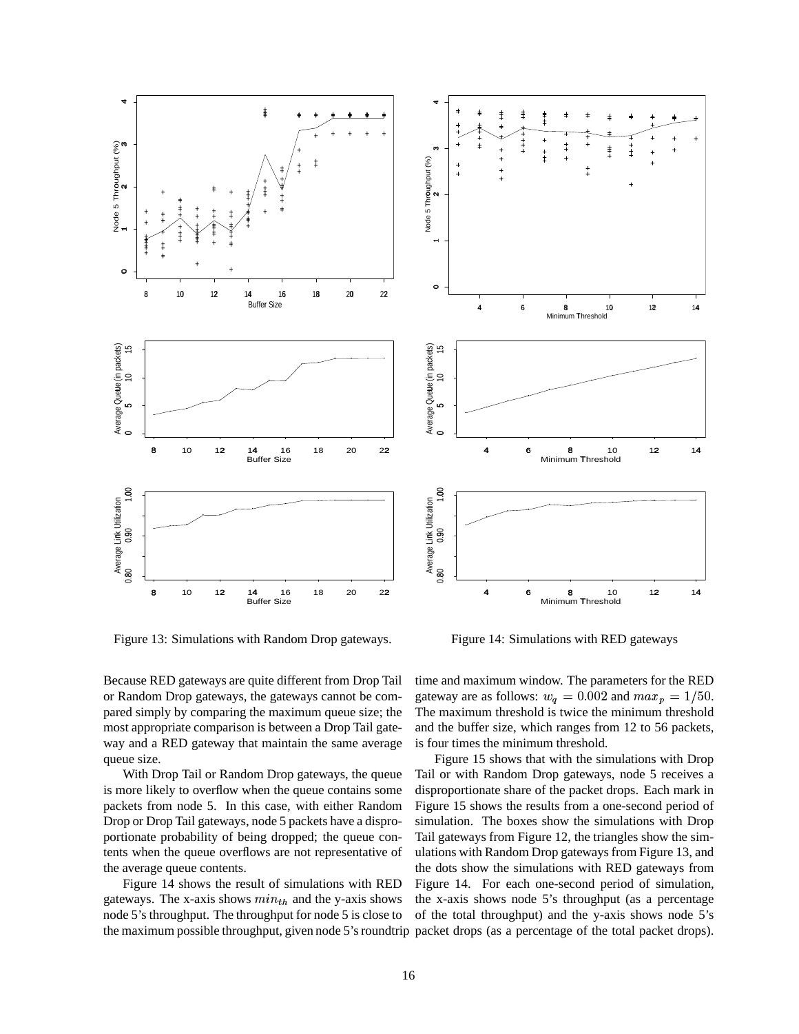Figure 13: Simulations with Random Drop gateways.

Figure 14: Simulations with RED gateways

Because RED gateways are quite different from Drop Tail or Random Drop gateways, the gateways cannot be compared simply by comparing the maximum queue size; the most appropriate comparison is between a Drop Tail gateway and a RED gateway that maintain the same average queue size.

With Drop Tail or Random Drop gateways, the queue is more likely to overflow when the queue contains some packets from node 5. In this case, with either Random Drop or Drop Tail gateways, node 5 packets have a disproportionate probability of being dropped; the queue contents when the queue overflows are not representative of the average queue contents.

Figure 14 shows the result of simulations with RED gateways. The x-axis shows $min_{th}$ and the y-axis shows node 5's throughput. The throughput for node 5 is close to the maximum possible throughput, given node 5's roundtrip time and maximum window. The parameters for the RED gateway are as follows: $w_q = 0.002$ and $max_p = 1/50$. The maximum threshold is twice the minimum threshold and the buffer size, which ranges from 12 to 56 packets, is four times the minimum threshold.

Figure 15 shows that with the simulations with Drop Tail or with Random Drop gateways, node 5 receives a disproportionate share of the packet drops. Each mark in Figure 15 shows the results from a one-second period of simulation. The boxes show the simulations with Drop Tail gateways from Figure 12, the triangles show the simulations with Random Drop gateways from Figure 13, and the dots show the simulations with RED gateways from Figure 14. For each one-second period of simulation, the x-axis shows node 5's throughput (as a percentage of the total throughput) and the y-axis shows node 5's packet drops (as a percentage of the total packet drops).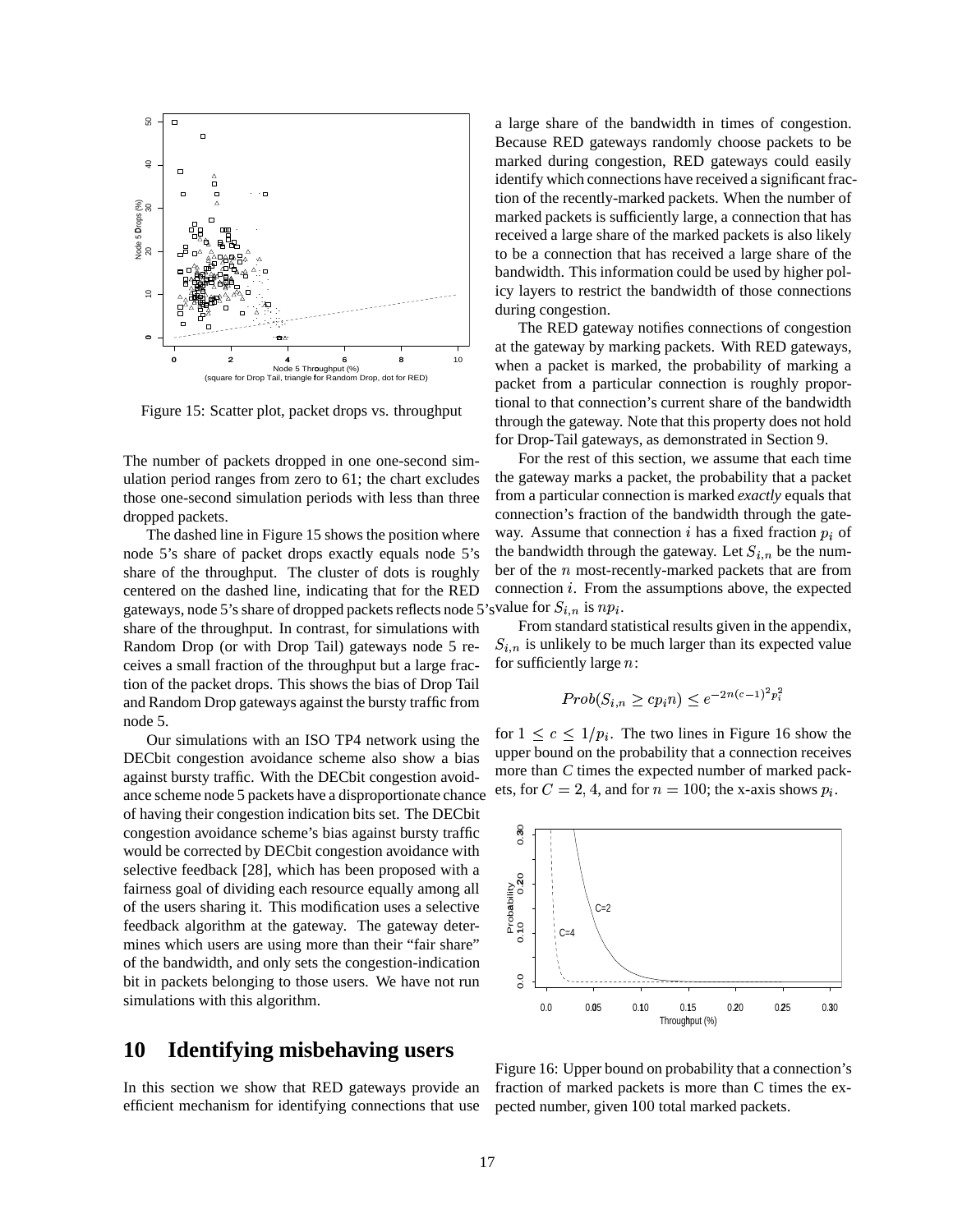Figure 15: Scatter plot, packet drops vs. throughput

The number of packets dropped in one one-second simulation period ranges from zero to 61; the chart excludes those one-second simulation periods with less than three dropped packets.

The dashed line in Figure 15 shows the position where node 5's share of packet drops exactly equals node 5's share of the throughput. The cluster of dots is roughly centered on the dashed line, indicating that for the RED gateways, node 5's share of dropped packets reflects node 5's share of the throughput. In contrast, for simulations with Random Drop (or with Drop Tail) gateways node 5 receives a small fraction of the throughput but a large fraction of the packet drops. This shows the bias of Drop Tail and Random Drop gateways against the bursty traffic from node 5.

Our simulations with an ISO TP4 network using the DECbit congestion avoidance scheme also show a bias against bursty traffic. With the DECbit congestion avoidance scheme node 5 packets have a disproportionate chance of having their congestion indication bits set. The DECbit congestion avoidance scheme's bias against bursty traffic would be corrected by DECbit congestion avoidance with selective feedback [28], which has been proposed with a fairness goal of dividing each resource equally among all of the users sharing it. This modification uses a selective feedback algorithm at the gateway. The gateway determines which users are using more than their "fair share" of the bandwidth, and only sets the congestion-indication bit in packets belonging to those users. We have not run simulations with this algorithm.

# 10 Identifying misbehaving users

In this section we show that RED gateways provide an efficient mechanism for identifying connections that use a large share of the bandwidth in times of congestion. Because RED gateways randomly choose packets to be marked during congestion, RED gateways could easily identify which connections have received a significant fraction of the recently-marked packets. When the number of marked packets is sufficiently large, a connection that has received a large share of the marked packets is also likely to be a connection that has received a large share of the bandwidth. This information could be used by higher policy layers to restrict the bandwidth of those connections during congestion.

The RED gateway notifies connections of congestion at the gateway by marking packets. With RED gateways, when a packet is marked, the probability of marking a packet from a particular connection is roughly proportional to that connection's current share of the bandwidth through the gateway. Note that this property does not hold for Drop-Tail gateways, as demonstrated in Section 9.

For the rest of this section, we assume that each time the gateway marks a packet, the probability that a packet from a particular connection is marked *exactly* equals that connection's fraction of the bandwidth through the gateway. Assume that connection $i$ has a fixed fraction $p_i$ of the bandwidth through the gateway. Let $S_{i,n}$ be the number of the $n$ most-recently-marked packets that are from connection $i$. From the assumptions above, the expected value for $S_{i,n}$ is $np_i$.

From standard statistical results given in the appendix, $S_{i,n}$ is unlikely to be much larger than its expected value for sufficiently large $n$:

$$Prob(S_{i,n} \geq cp_i n) \leq e^{-2n(c-1)^2 p_i^2}$$

for $1 \leq c \leq 1/p_i$. The two lines in Figure 16 show the upper bound on the probability that a connection receives more than *C* times the expected number of marked packets, for $C = 2, 4$, and for $n = 100$; the x-axis shows $p_i$.

Figure 16: Upper bound on probability that a connection's fraction of marked packets is more than C times the expected number, given 100 total marked packets.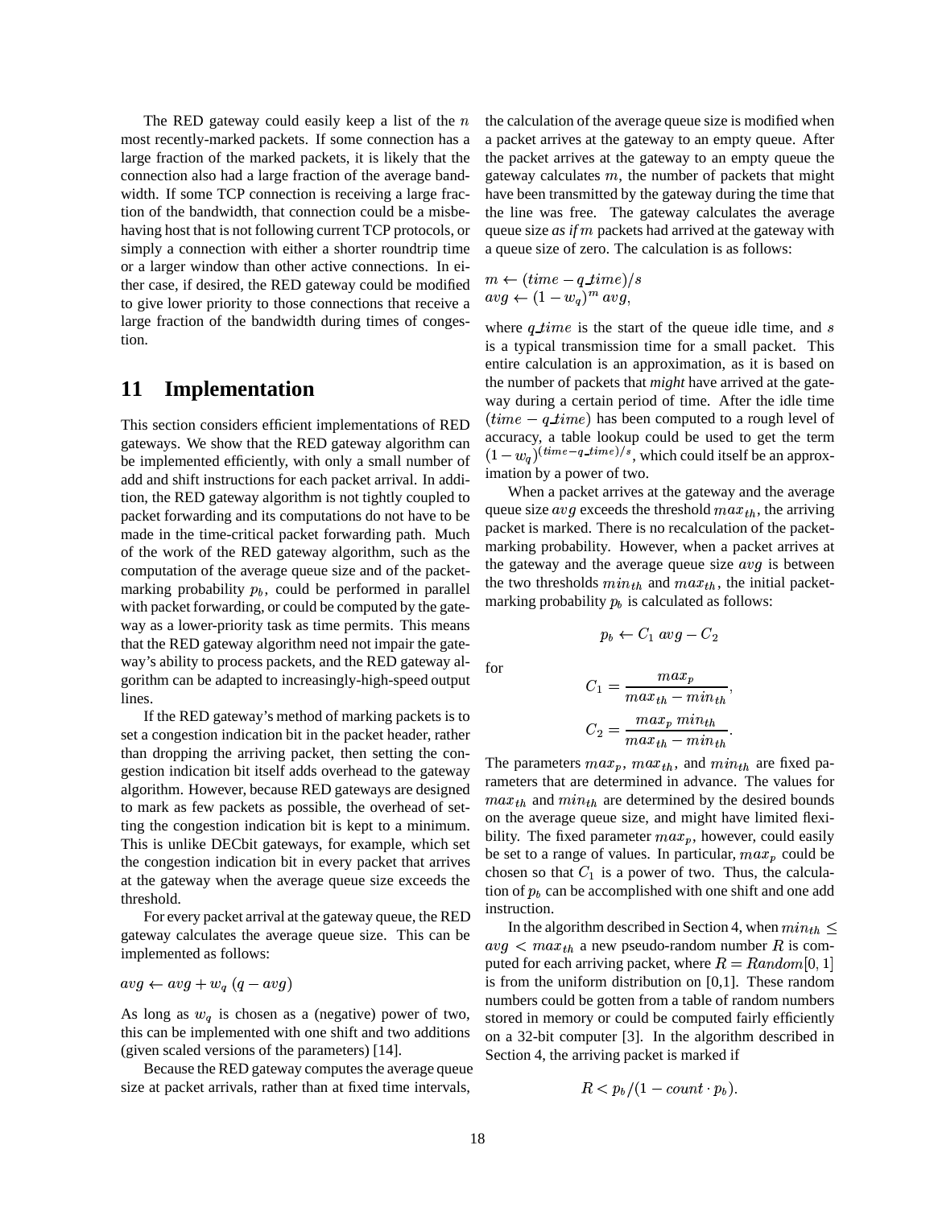The RED gateway could easily keep a list of the $n$ most recently-marked packets. If some connection has a large fraction of the marked packets, it is likely that the connection also had a large fraction of the average bandwidth. If some TCP connection is receiving a large fraction of the bandwidth, that connection could be a misbehaving host that is not following current TCP protocols, or simply a connection with either a shorter roundtrip time or a larger window than other active connections. In either case, if desired, the RED gateway could be modified to give lower priority to those connections that receive a large fraction of the bandwidth during times of congestion.

## 11 Implementation

This section considers efficient implementations of RED gateways. We show that the RED gateway algorithm can be implemented efficiently, with only a small number of add and shift instructions for each packet arrival. In addition, the RED gateway algorithm is not tightly coupled to packet forwarding and its computations do not have to be made in the time-critical packet forwarding path. Much of the work of the RED gateway algorithm, such as the computation of the average queue size and of the packet-marking probability $p_b$, could be performed in parallel with packet forwarding, or could be computed by the gateway as a lower-priority task as time permits. This means that the RED gateway algorithm need not impair the gateway's ability to process packets, and the RED gateway algorithm can be adapted to increasingly-high-speed output lines.

If the RED gateway's method of marking packets is to set a congestion indication bit in the packet header, rather than dropping the arriving packet, then setting the congestion indication bit itself adds overhead to the gateway algorithm. However, because RED gateways are designed to mark as few packets as possible, the overhead of setting the congestion indication bit is kept to a minimum. This is unlike DECbit gateways, for example, which set the congestion indication bit in every packet that arrives at the gateway when the average queue size exceeds the threshold.

For every packet arrival at the gateway queue, the RED gateway calculates the average queue size. This can be implemented as follows:

$$avg \leftarrow avg + w_q\,(q - avg)$$

As long as $w_q$ is chosen as a (negative) power of two, this can be implemented with one shift and two additions (given scaled versions of the parameters) [14].

Because the RED gateway computes the average queue size at packet arrivals, rather than at fixed time intervals, the calculation of the average queue size is modified when a packet arrives at the gateway to an empty queue. After the packet arrives at the gateway to an empty queue the gateway calculates $m$, the number of packets that might have been transmitted by the gateway during the time that the line was free. The gateway calculates the average queue size *as if* $m$ packets had arrived at the gateway with a queue size of zero. The calculation is as follows:

$$m \leftarrow (time - q\_time)/s$$
$$avg \leftarrow (1 - w_q)^m\, avg,$$

where $q\_time$ is the start of the queue idle time, and $s$ is a typical transmission time for a small packet. This entire calculation is an approximation, as it is based on the number of packets that *might* have arrived at the gateway during a certain period of time. After the idle time $(time - q\_time)$ has been computed to a rough level of accuracy, a table lookup could be used to get the term $(1 - w_q)^{(time - q\_time)/s}$, which could itself be an approximation by a power of two.

When a packet arrives at the gateway and the average queue size $avg$ exceeds the threshold $max_{th}$, the arriving packet is marked. There is no recalculation of the packet-marking probability. However, when a packet arrives at the gateway and the average queue size $avg$ is between the two thresholds $min_{th}$ and $max_{th}$, the initial packet-marking probability $p_b$ is calculated as follows:

$$p_b \leftarrow C_1\, avg - C_2$$

for

$$C_1 = \frac{max_p}{max_{th} - min_{th}},$$
$$C_2 = \frac{max_p\, min_{th}}{max_{th} - min_{th}}.$$

The parameters $max_p$, $max_{th}$, and $min_{th}$ are fixed parameters that are determined in advance. The values for $max_{th}$ and $min_{th}$ are determined by the desired bounds on the average queue size, and might have limited flexibility. The fixed parameter $max_p$, however, could easily be set to a range of values. In particular, $max_p$ could be chosen so that $C_1$ is a power of two. Thus, the calculation of $p_b$ can be accomplished with one shift and one add instruction.

In the algorithm described in Section 4, when $min_{th} \leq avg < max_{th}$ a new pseudo-random number $R$ is computed for each arriving packet, where $R = Random[0, 1]$ is from the uniform distribution on [0,1]. These random numbers could be gotten from a table of random numbers stored in memory or could be computed fairly efficiently on a 32-bit computer [3]. In the algorithm described in Section 4, the arriving packet is marked if

$$R < p_b/(1 - count \cdot p_b).$$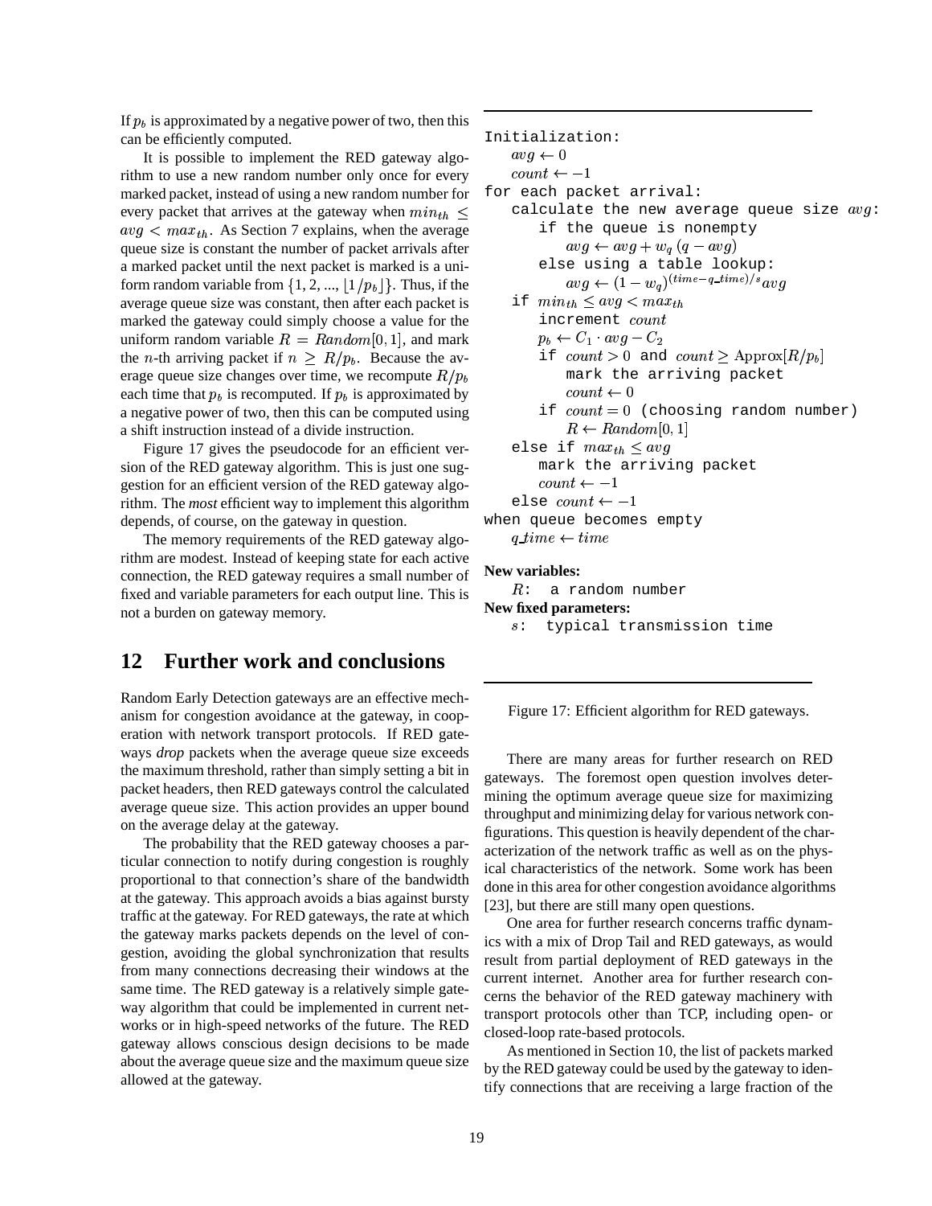If $p_b$ is approximated by a negative power of two, then this can be efficiently computed.

It is possible to implement the RED gateway algorithm to use a new random number only once for every marked packet, instead of using a new random number for every packet that arrives at the gateway when $min_{th} \leq avg < max_{th}$. As Section 7 explains, when the average queue size is constant the number of packet arrivals after a marked packet until the next packet is marked is a uniform random variable from $\{1, 2, ..., \lfloor 1/p_b \rfloor\}$. Thus, if the average queue size was constant, then after each packet is marked the gateway could simply choose a value for the uniform random variable $R = Random[0, 1]$, and mark the $n$-th arriving packet if $n \geq R/p_b$. Because the average queue size changes over time, we recompute $R/p_b$ each time that $p_b$ is recomputed. If $p_b$ is approximated by a negative power of two, then this can be computed using a shift instruction instead of a divide instruction.

Figure 17 gives the pseudocode for an efficient version of the RED gateway algorithm. This is just one suggestion for an efficient version of the RED gateway algorithm. The *most* efficient way to implement this algorithm depends, of course, on the gateway in question.

The memory requirements of the RED gateway algorithm are modest. Instead of keeping state for each active connection, the RED gateway requires a small number of fixed and variable parameters for each output line. This is not a burden on gateway memory.

```
Initialization:
    avg ← 0
    count ← −1
for each packet arrival:
    calculate the new average queue size avg:
        if the queue is nonempty
            avg ← avg + w_q (q − avg)
        else using a table lookup:
            avg ← (1 − w_q)^((time − q_time)/s) avg
    if min_th ≤ avg < max_th
        increment count
        p_b ← C_1 · avg − C_2
        if count > 0 and count ≥ Approx[R/p_b]
            mark the arriving packet
            count ← 0
        if count = 0 (choosing random number)
            R ← Random[0, 1]
    else if max_th ≤ avg
        mark the arriving packet
        count ← −1
    else count ← −1
when queue becomes empty
    q_time ← time
```

**New variables:**
$R$: a random number
**New fixed parameters:**
$s$: typical transmission time

Figure 17: Efficient algorithm for RED gateways.

## 12 Further work and conclusions

Random Early Detection gateways are an effective mechanism for congestion avoidance at the gateway, in cooperation with network transport protocols. If RED gateways *drop* packets when the average queue size exceeds the maximum threshold, rather than simply setting a bit in packet headers, then RED gateways control the calculated average queue size. This action provides an upper bound on the average delay at the gateway.

The probability that the RED gateway chooses a particular connection to notify during congestion is roughly proportional to that connection's share of the bandwidth at the gateway. This approach avoids a bias against bursty traffic at the gateway. For RED gateways, the rate at which the gateway marks packets depends on the level of congestion, avoiding the global synchronization that results from many connections decreasing their windows at the same time. The RED gateway is a relatively simple gateway algorithm that could be implemented in current networks or in high-speed networks of the future. The RED gateway allows conscious design decisions to be made about the average queue size and the maximum queue size allowed at the gateway.

There are many areas for further research on RED gateways. The foremost open question involves determining the optimum average queue size for maximizing throughput and minimizing delay for various network configurations. This question is heavily dependent of the characterization of the network traffic as well as on the physical characteristics of the network. Some work has been done in this area for other congestion avoidance algorithms [23], but there are still many open questions.

One area for further research concerns traffic dynamics with a mix of Drop Tail and RED gateways, as would result from partial deployment of RED gateways in the current internet. Another area for further research concerns the behavior of the RED gateway machinery with transport protocols other than TCP, including open- or closed-loop rate-based protocols.

As mentioned in Section 10, the list of packets marked by the RED gateway could be used by the gateway to identify connections that are receiving a large fraction of the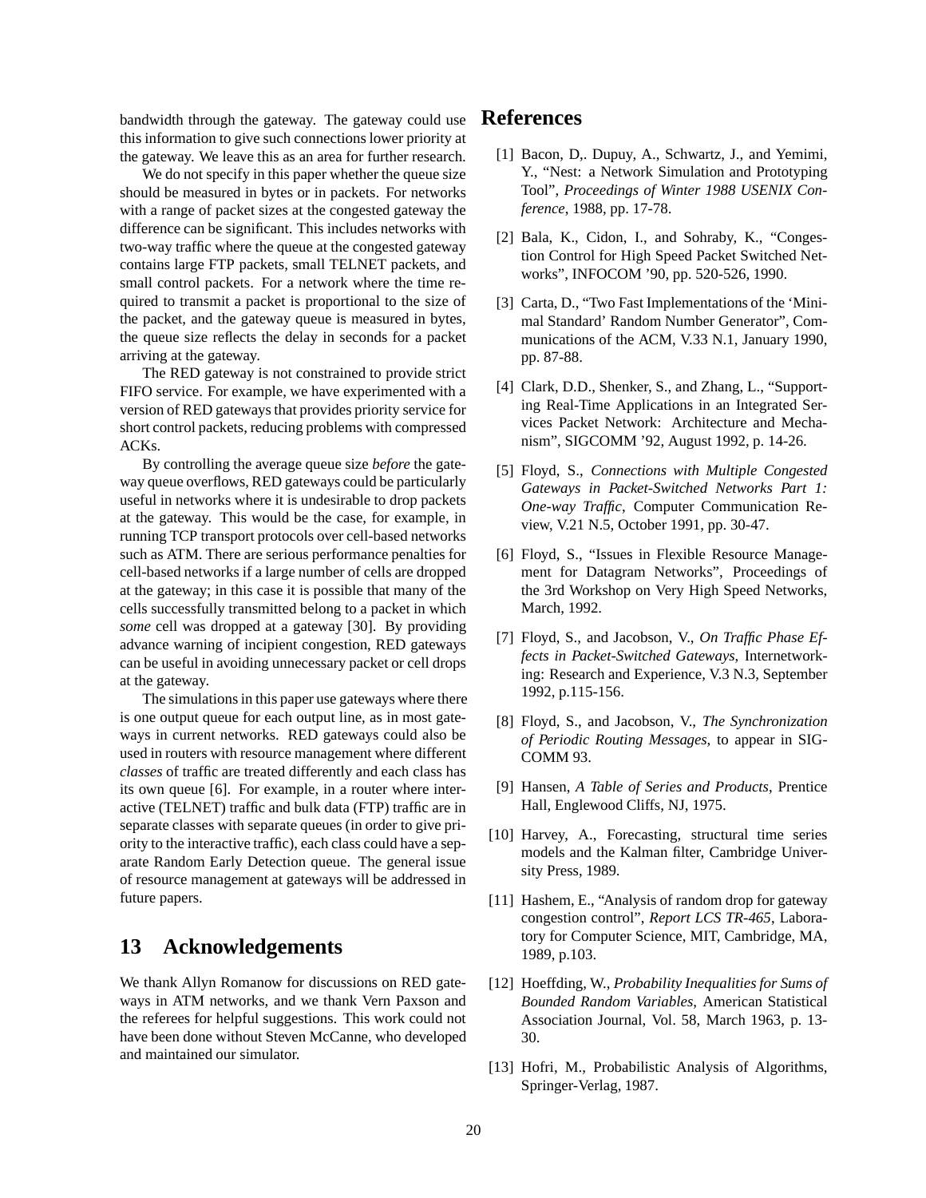bandwidth through the gateway. The gateway could use this information to give such connections lower priority at the gateway. We leave this as an area for further research.

We do not specify in this paper whether the queue size should be measured in bytes or in packets. For networks with a range of packet sizes at the congested gateway the difference can be significant. This includes networks with two-way traffic where the queue at the congested gateway contains large FTP packets, small TELNET packets, and small control packets. For a network where the time required to transmit a packet is proportional to the size of the packet, and the gateway queue is measured in bytes, the queue size reflects the delay in seconds for a packet arriving at the gateway.

The RED gateway is not constrained to provide strict FIFO service. For example, we have experimented with a version of RED gateways that provides priority service for short control packets, reducing problems with compressed ACKs.

By controlling the average queue size *before* the gateway queue overflows, RED gateways could be particularly useful in networks where it is undesirable to drop packets at the gateway. This would be the case, for example, in running TCP transport protocols over cell-based networks such as ATM. There are serious performance penalties for cell-based networks if a large number of cells are dropped at the gateway; in this case it is possible that many of the cells successfully transmitted belong to a packet in which *some* cell was dropped at a gateway [30]. By providing advance warning of incipient congestion, RED gateways can be useful in avoiding unnecessary packet or cell drops at the gateway.

The simulations in this paper use gateways where there is one output queue for each output line, as in most gateways in current networks. RED gateways could also be used in routers with resource management where different *classes* of traffic are treated differently and each class has its own queue [6]. For example, in a router where interactive (TELNET) traffic and bulk data (FTP) traffic are in separate classes with separate queues (in order to give priority to the interactive traffic), each class could have a separate Random Early Detection queue. The general issue of resource management at gateways will be addressed in future papers.

## 13 Acknowledgements

We thank Allyn Romanow for discussions on RED gateways in ATM networks, and we thank Vern Paxson and the referees for helpful suggestions. This work could not have been done without Steven McCanne, who developed and maintained our simulator.

# References

[1] Bacon, D,. Dupuy, A., Schwartz, J., and Yemimi, Y., "Nest: a Network Simulation and Prototyping Tool", *Proceedings of Winter 1988 USENIX Conference*, 1988, pp. 17-78.

[2] Bala, K., Cidon, I., and Sohraby, K., "Congestion Control for High Speed Packet Switched Networks", INFOCOM '90, pp. 520-526, 1990.

[3] Carta, D., "Two Fast Implementations of the 'Minimal Standard' Random Number Generator", Communications of the ACM, V.33 N.1, January 1990, pp. 87-88.

[4] Clark, D.D., Shenker, S., and Zhang, L., "Supporting Real-Time Applications in an Integrated Services Packet Network: Architecture and Mechanism", SIGCOMM '92, August 1992, p. 14-26.

[5] Floyd, S., *Connections with Multiple Congested Gateways in Packet-Switched Networks Part 1: One-way Traffic*, Computer Communication Review, V.21 N.5, October 1991, pp. 30-47.

[6] Floyd, S., "Issues in Flexible Resource Management for Datagram Networks", Proceedings of the 3rd Workshop on Very High Speed Networks, March, 1992.

[7] Floyd, S., and Jacobson, V., *On Traffic Phase Effects in Packet-Switched Gateways*, Internetworking: Research and Experience, V.3 N.3, September 1992, p.115-156.

[8] Floyd, S., and Jacobson, V., *The Synchronization of Periodic Routing Messages*, to appear in SIGCOMM 93.

[9] Hansen, *A Table of Series and Products*, Prentice Hall, Englewood Cliffs, NJ, 1975.

[10] Harvey, A., Forecasting, structural time series models and the Kalman filter, Cambridge University Press, 1989.

[11] Hashem, E., "Analysis of random drop for gateway congestion control", *Report LCS TR-465*, Laboratory for Computer Science, MIT, Cambridge, MA, 1989, p.103.

[12] Hoeffding, W., *Probability Inequalities for Sums of Bounded Random Variables*, American Statistical Association Journal, Vol. 58, March 1963, p. 13-30.

[13] Hofri, M., Probabilistic Analysis of Algorithms, Springer-Verlag, 1987.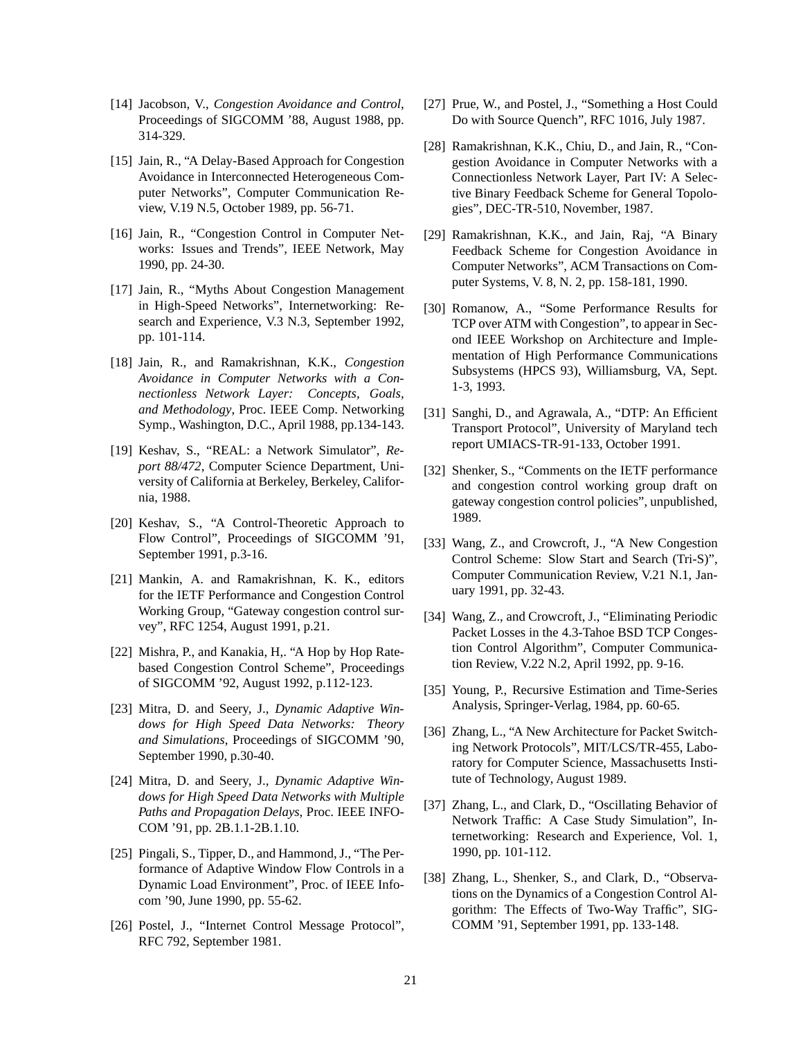[14] Jacobson, V., *Congestion Avoidance and Control*, Proceedings of SIGCOMM '88, August 1988, pp. 314-329.

[15] Jain, R., "A Delay-Based Approach for Congestion Avoidance in Interconnected Heterogeneous Computer Networks", Computer Communication Review, V.19 N.5, October 1989, pp. 56-71.

[16] Jain, R., "Congestion Control in Computer Networks: Issues and Trends", IEEE Network, May 1990, pp. 24-30.

[17] Jain, R., "Myths About Congestion Management in High-Speed Networks", Internetworking: Research and Experience, V.3 N.3, September 1992, pp. 101-114.

[18] Jain, R., and Ramakrishnan, K.K., *Congestion Avoidance in Computer Networks with a Connectionless Network Layer: Concepts, Goals, and Methodology*, Proc. IEEE Comp. Networking Symp., Washington, D.C., April 1988, pp.134-143.

[19] Keshav, S., "REAL: a Network Simulator", *Report 88/472*, Computer Science Department, University of California at Berkeley, Berkeley, California, 1988.

[20] Keshav, S., "A Control-Theoretic Approach to Flow Control", Proceedings of SIGCOMM '91, September 1991, p.3-16.

[21] Mankin, A. and Ramakrishnan, K. K., editors for the IETF Performance and Congestion Control Working Group, "Gateway congestion control survey", RFC 1254, August 1991, p.21.

[22] Mishra, P., and Kanakia, H,. "A Hop by Hop Rate-based Congestion Control Scheme", Proceedings of SIGCOMM '92, August 1992, p.112-123.

[23] Mitra, D. and Seery, J., *Dynamic Adaptive Windows for High Speed Data Networks: Theory and Simulations*, Proceedings of SIGCOMM '90, September 1990, p.30-40.

[24] Mitra, D. and Seery, J., *Dynamic Adaptive Windows for High Speed Data Networks with Multiple Paths and Propagation Delays*, Proc. IEEE INFOCOM '91, pp. 2B.1.1-2B.1.10.

[25] Pingali, S., Tipper, D., and Hammond, J., "The Performance of Adaptive Window Flow Controls in a Dynamic Load Environment", Proc. of IEEE Infocom '90, June 1990, pp. 55-62.

[26] Postel, J., "Internet Control Message Protocol", RFC 792, September 1981.

[27] Prue, W., and Postel, J., "Something a Host Could Do with Source Quench", RFC 1016, July 1987.

[28] Ramakrishnan, K.K., Chiu, D., and Jain, R., "Congestion Avoidance in Computer Networks with a Connectionless Network Layer, Part IV: A Selective Binary Feedback Scheme for General Topologies", DEC-TR-510, November, 1987.

[29] Ramakrishnan, K.K., and Jain, Raj, "A Binary Feedback Scheme for Congestion Avoidance in Computer Networks", ACM Transactions on Computer Systems, V. 8, N. 2, pp. 158-181, 1990.

[30] Romanow, A., "Some Performance Results for TCP over ATM with Congestion", to appear in Second IEEE Workshop on Architecture and Implementation of High Performance Communications Subsystems (HPCS 93), Williamsburg, VA, Sept. 1-3, 1993.

[31] Sanghi, D., and Agrawala, A., "DTP: An Efficient Transport Protocol", University of Maryland tech report UMIACS-TR-91-133, October 1991.

[32] Shenker, S., "Comments on the IETF performance and congestion control working group draft on gateway congestion control policies", unpublished, 1989.

[33] Wang, Z., and Crowcroft, J., "A New Congestion Control Scheme: Slow Start and Search (Tri-S)", Computer Communication Review, V.21 N.1, January 1991, pp. 32-43.

[34] Wang, Z., and Crowcroft, J., "Eliminating Periodic Packet Losses in the 4.3-Tahoe BSD TCP Congestion Control Algorithm", Computer Communication Review, V.22 N.2, April 1992, pp. 9-16.

[35] Young, P., Recursive Estimation and Time-Series Analysis, Springer-Verlag, 1984, pp. 60-65.

[36] Zhang, L., "A New Architecture for Packet Switching Network Protocols", MIT/LCS/TR-455, Laboratory for Computer Science, Massachusetts Institute of Technology, August 1989.

[37] Zhang, L., and Clark, D., "Oscillating Behavior of Network Traffic: A Case Study Simulation", Internetworking: Research and Experience, Vol. 1, 1990, pp. 101-112.

[38] Zhang, L., Shenker, S., and Clark, D., "Observations on the Dynamics of a Congestion Control Algorithm: The Effects of Two-Way Traffic", SIGCOMM '91, September 1991, pp. 133-148.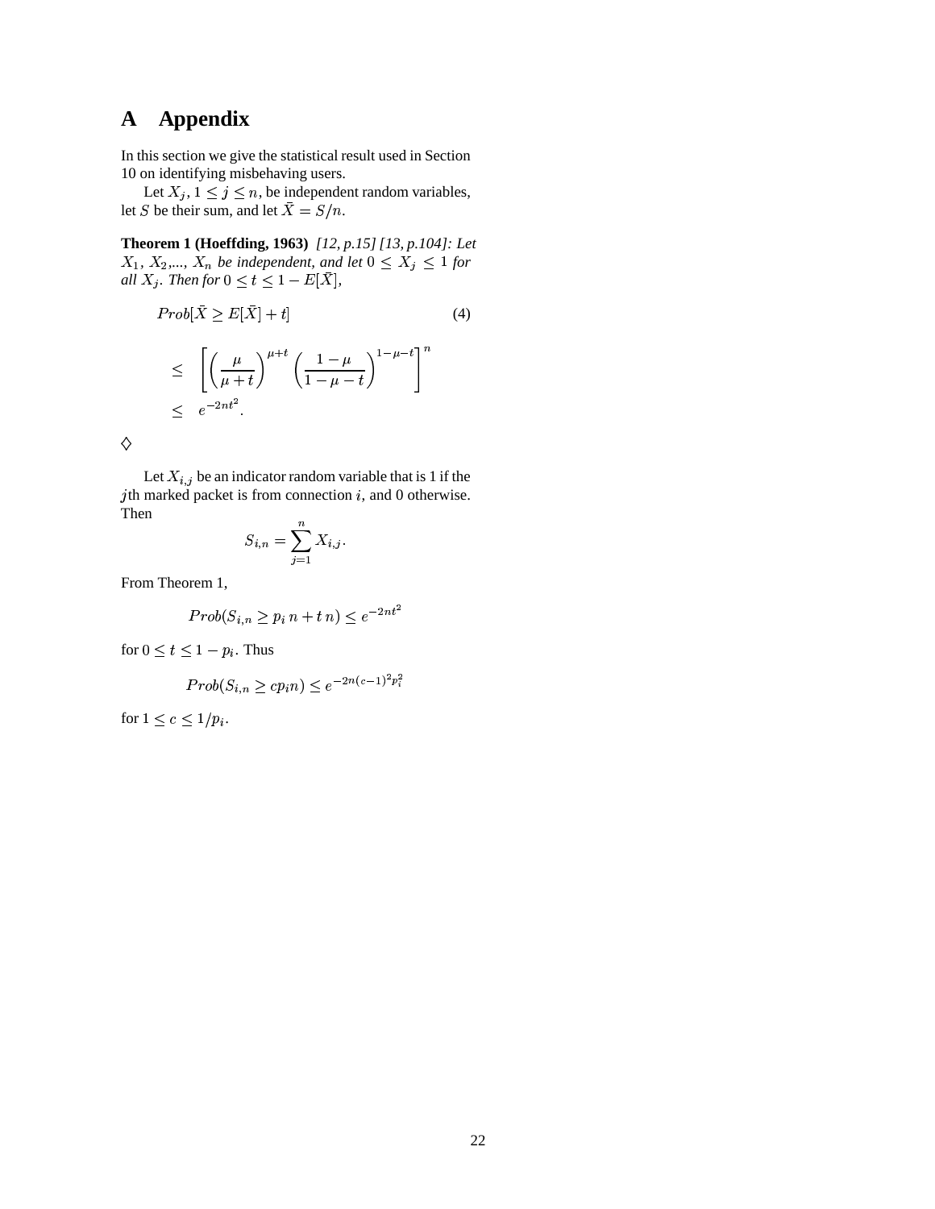# A Appendix

In this section we give the statistical result used in Section 10 on identifying misbehaving users.

Let $X_j$, $1 \le j \le n$, be independent random variables, let $S$ be their sum, and let $\bar{X} = S/n$.

**Theorem 1 (Hoeffding, 1963)** *[12, p.15] [13, p.104]: Let $X_1, X_2, ..., X_n$ be independent, and let $0 \le X_j \le 1$ for all $X_j$. Then for $0 \le t \le 1 - E[\bar{X}]$,*

$$
\begin{aligned}
& Prob[\bar{X} \ge E[\bar{X}] + t] \qquad (4) \\
\le \quad & \left[ \left( \frac{\mu}{\mu + t} \right)^{\mu + t} \left( \frac{1 - \mu}{1 - \mu - t} \right)^{1 - \mu - t} \right]^n \\
\le \quad & e^{-2nt^2}.
\end{aligned}
$$

♢

Let $X_{i,j}$ be an indicator random variable that is 1 if the $j$th marked packet is from connection $i$, and 0 otherwise. Then

$$
S_{i,n} = \sum_{j=1}^{n} X_{i,j}.
$$

From Theorem 1,

$$
Prob(S_{i,n} \ge p_i\, n + t\, n) \le e^{-2nt^2}
$$

for $0 \le t \le 1 - p_i$. Thus

$$
Prob(S_{i,n} \ge c p_i n) \le e^{-2n(c-1)^2 p_i^2}
$$

for $1 \le c \le 1/p_i$.